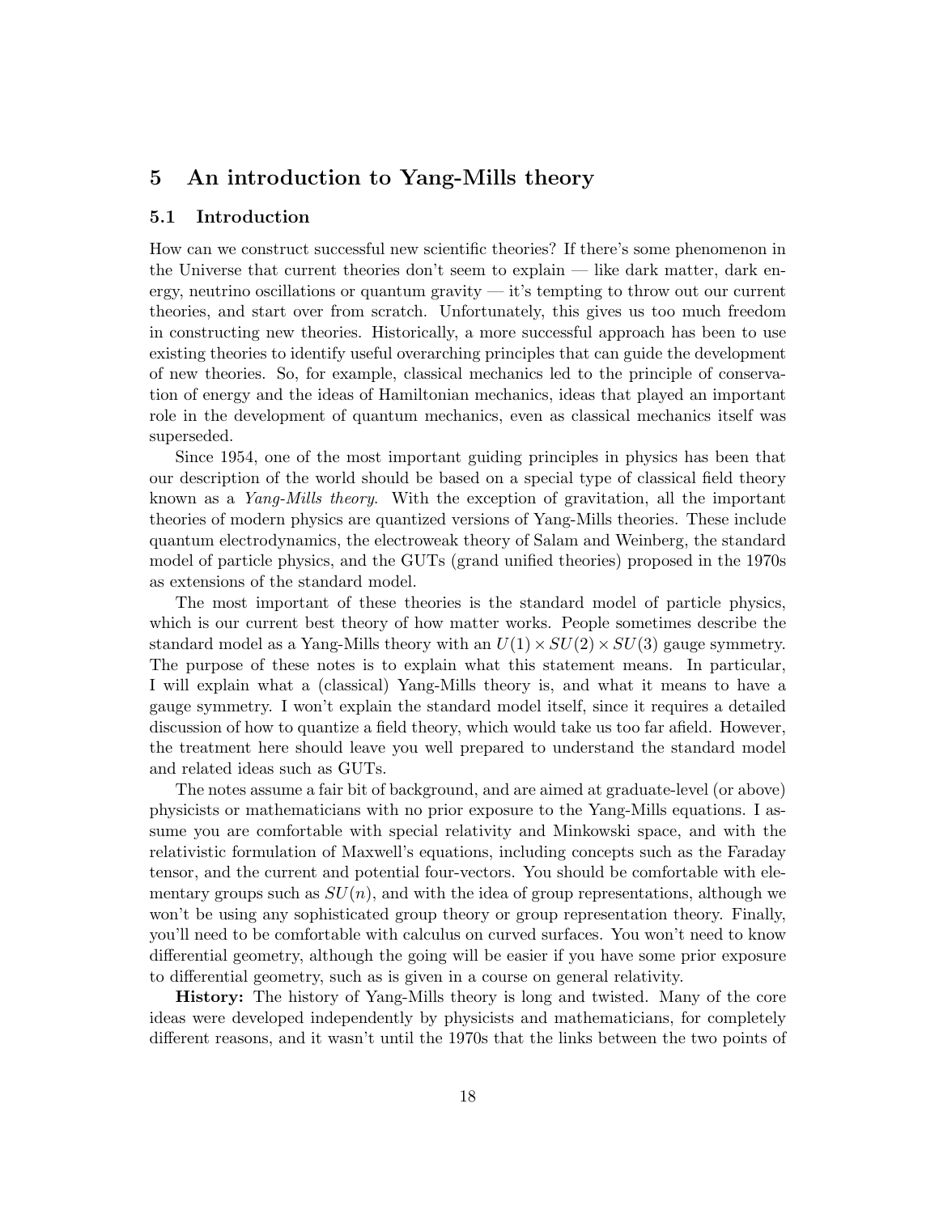## 5 An introduction to Yang-Mills theory

### 5.1 Introduction

How can we construct successful new scientific theories? If there's some phenomenon in the Universe that current theories don't seem to explain — like dark matter, dark energy, neutrino oscillations or quantum gravity — it's tempting to throw out our current theories, and start over from scratch. Unfortunately, this gives us too much freedom in constructing new theories. Historically, a more successful approach has been to use existing theories to identify useful overarching principles that can guide the development of new theories. So, for example, classical mechanics led to the principle of conservation of energy and the ideas of Hamiltonian mechanics, ideas that played an important role in the development of quantum mechanics, even as classical mechanics itself was superseded.

Since 1954, one of the most important guiding principles in physics has been that our description of the world should be based on a special type of classical field theory known as a *Yang-Mills theory*. With the exception of gravitation, all the important theories of modern physics are quantized versions of Yang-Mills theories. These include quantum electrodynamics, the electroweak theory of Salam and Weinberg, the standard model of particle physics, and the GUTs (grand unified theories) proposed in the 1970s as extensions of the standard model.

The most important of these theories is the standard model of particle physics, which is our current best theory of how matter works. People sometimes describe the standard model as a Yang-Mills theory with an $U(1) \times SU(2) \times SU(3)$ gauge symmetry. The purpose of these notes is to explain what this statement means. In particular, I will explain what a (classical) Yang-Mills theory is, and what it means to have a gauge symmetry. I won't explain the standard model itself, since it requires a detailed discussion of how to quantize a field theory, which would take us too far afield. However, the treatment here should leave you well prepared to understand the standard model and related ideas such as GUTs.

The notes assume a fair bit of background, and are aimed at graduate-level (or above) physicists or mathematicians with no prior exposure to the Yang-Mills equations. I assume you are comfortable with special relativity and Minkowski space, and with the relativistic formulation of Maxwell's equations, including concepts such as the Faraday tensor, and the current and potential four-vectors. You should be comfortable with elementary groups such as $SU(n)$, and with the idea of group representations, although we won't be using any sophisticated group theory or group representation theory. Finally, you'll need to be comfortable with calculus on curved surfaces. You won't need to know differential geometry, although the going will be easier if you have some prior exposure to differential geometry, such as is given in a course on general relativity.

**History:** The history of Yang-Mills theory is long and twisted. Many of the core ideas were developed independently by physicists and mathematicians, for completely different reasons, and it wasn't until the 1970s that the links between the two points of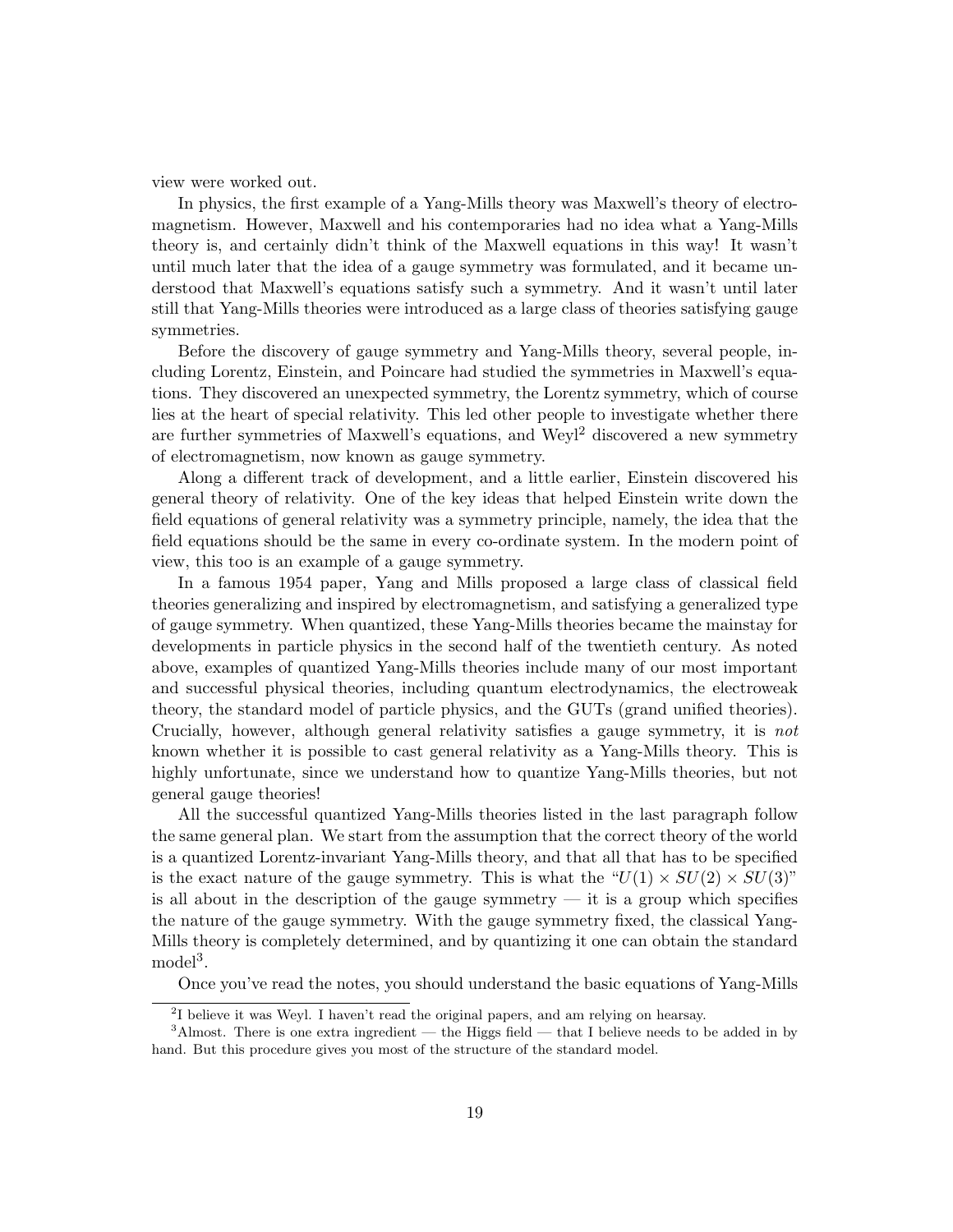view were worked out.

In physics, the first example of a Yang-Mills theory was Maxwell's theory of electromagnetism. However, Maxwell and his contemporaries had no idea what a Yang-Mills theory is, and certainly didn't think of the Maxwell equations in this way! It wasn't until much later that the idea of a gauge symmetry was formulated, and it became understood that Maxwell's equations satisfy such a symmetry. And it wasn't until later still that Yang-Mills theories were introduced as a large class of theories satisfying gauge symmetries.

Before the discovery of gauge symmetry and Yang-Mills theory, several people, including Lorentz, Einstein, and Poincare had studied the symmetries in Maxwell's equations. They discovered an unexpected symmetry, the Lorentz symmetry, which of course lies at the heart of special relativity. This led other people to investigate whether there are further symmetries of Maxwell's equations, and Weyl[2] discovered a new symmetry of electromagnetism, now known as gauge symmetry.

Along a different track of development, and a little earlier, Einstein discovered his general theory of relativity. One of the key ideas that helped Einstein write down the field equations of general relativity was a symmetry principle, namely, the idea that the field equations should be the same in every co-ordinate system. In the modern point of view, this too is an example of a gauge symmetry.

In a famous 1954 paper, Yang and Mills proposed a large class of classical field theories generalizing and inspired by electromagnetism, and satisfying a generalized type of gauge symmetry. When quantized, these Yang-Mills theories became the mainstay for developments in particle physics in the second half of the twentieth century. As noted above, examples of quantized Yang-Mills theories include many of our most important and successful physical theories, including quantum electrodynamics, the electroweak theory, the standard model of particle physics, and the GUTs (grand unified theories). Crucially, however, although general relativity satisfies a gauge symmetry, it is *not* known whether it is possible to cast general relativity as a Yang-Mills theory. This is highly unfortunate, since we understand how to quantize Yang-Mills theories, but not general gauge theories!

All the successful quantized Yang-Mills theories listed in the last paragraph follow the same general plan. We start from the assumption that the correct theory of the world is a quantized Lorentz-invariant Yang-Mills theory, and that all that has to be specified is the exact nature of the gauge symmetry. This is what the "$U(1) \times SU(2) \times SU(3)$" is all about in the description of the gauge symmetry — it is a group which specifies the nature of the gauge symmetry. With the gauge symmetry fixed, the classical Yang-Mills theory is completely determined, and by quantizing it one can obtain the standard model[3].

Once you've read the notes, you should understand the basic equations of Yang-Mills

---

[2] I believe it was Weyl. I haven't read the original papers, and am relying on hearsay.

[3] Almost. There is one extra ingredient — the Higgs field — that I believe needs to be added in by hand. But this procedure gives you most of the structure of the standard model.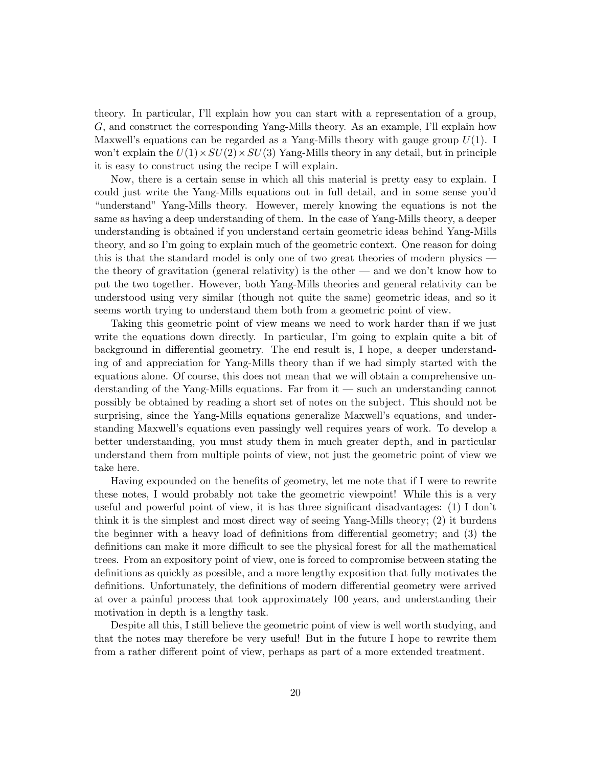theory. In particular, I'll explain how you can start with a representation of a group, $G$, and construct the corresponding Yang-Mills theory. As an example, I'll explain how Maxwell's equations can be regarded as a Yang-Mills theory with gauge group $U(1)$. I won't explain the $U(1) \times SU(2) \times SU(3)$ Yang-Mills theory in any detail, but in principle it is easy to construct using the recipe I will explain.

Now, there is a certain sense in which all this material is pretty easy to explain. I could just write the Yang-Mills equations out in full detail, and in some sense you'd "understand" Yang-Mills theory. However, merely knowing the equations is not the same as having a deep understanding of them. In the case of Yang-Mills theory, a deeper understanding is obtained if you understand certain geometric ideas behind Yang-Mills theory, and so I'm going to explain much of the geometric context. One reason for doing this is that the standard model is only one of two great theories of modern physics — the theory of gravitation (general relativity) is the other — and we don't know how to put the two together. However, both Yang-Mills theories and general relativity can be understood using very similar (though not quite the same) geometric ideas, and so it seems worth trying to understand them both from a geometric point of view.

Taking this geometric point of view means we need to work harder than if we just write the equations down directly. In particular, I'm going to explain quite a bit of background in differential geometry. The end result is, I hope, a deeper understanding of and appreciation for Yang-Mills theory than if we had simply started with the equations alone. Of course, this does not mean that we will obtain a comprehensive understanding of the Yang-Mills equations. Far from it — such an understanding cannot possibly be obtained by reading a short set of notes on the subject. This should not be surprising, since the Yang-Mills equations generalize Maxwell's equations, and understanding Maxwell's equations even passingly well requires years of work. To develop a better understanding, you must study them in much greater depth, and in particular understand them from multiple points of view, not just the geometric point of view we take here.

Having expounded on the benefits of geometry, let me note that if I were to rewrite these notes, I would probably not take the geometric viewpoint! While this is a very useful and powerful point of view, it is has three significant disadvantages: (1) I don't think it is the simplest and most direct way of seeing Yang-Mills theory; (2) it burdens the beginner with a heavy load of definitions from differential geometry; and (3) the definitions can make it more difficult to see the physical forest for all the mathematical trees. From an expository point of view, one is forced to compromise between stating the definitions as quickly as possible, and a more lengthy exposition that fully motivates the definitions. Unfortunately, the definitions of modern differential geometry were arrived at over a painful process that took approximately 100 years, and understanding their motivation in depth is a lengthy task.

Despite all this, I still believe the geometric point of view is well worth studying, and that the notes may therefore be very useful! But in the future I hope to rewrite them from a rather different point of view, perhaps as part of a more extended treatment.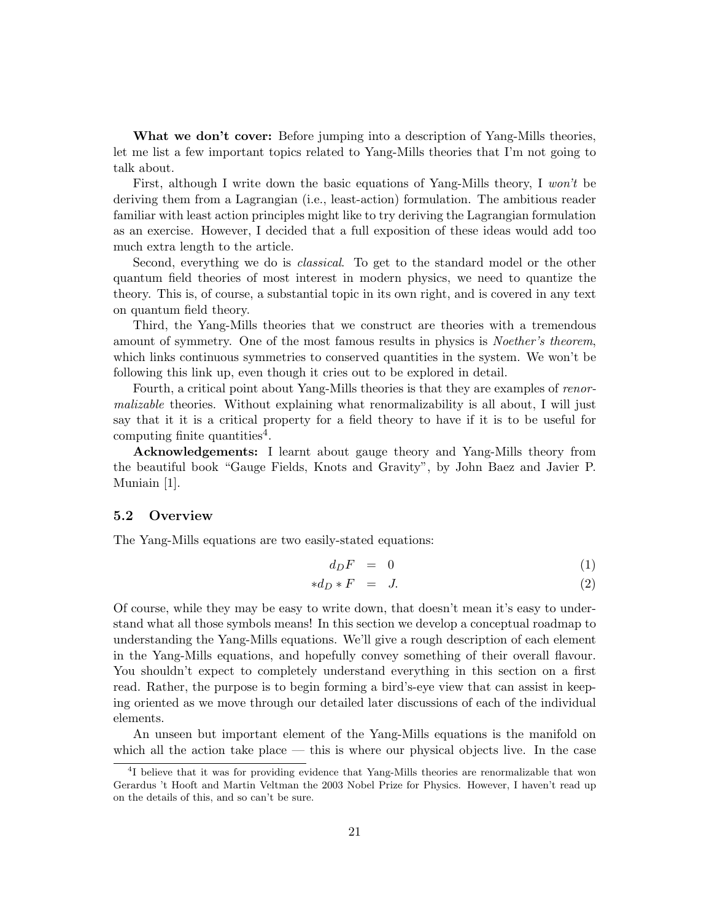**What we don't cover:** Before jumping into a description of Yang-Mills theories, let me list a few important topics related to Yang-Mills theories that I'm not going to talk about.

First, although I write down the basic equations of Yang-Mills theory, I *won't* be deriving them from a Lagrangian (i.e., least-action) formulation. The ambitious reader familiar with least action principles might like to try deriving the Lagrangian formulation as an exercise. However, I decided that a full exposition of these ideas would add too much extra length to the article.

Second, everything we do is *classical*. To get to the standard model or the other quantum field theories of most interest in modern physics, we need to quantize the theory. This is, of course, a substantial topic in its own right, and is covered in any text on quantum field theory.

Third, the Yang-Mills theories that we construct are theories with a tremendous amount of symmetry. One of the most famous results in physics is *Noether's theorem*, which links continuous symmetries to conserved quantities in the system. We won't be following this link up, even though it cries out to be explored in detail.

Fourth, a critical point about Yang-Mills theories is that they are examples of *renormalizable* theories. Without explaining what renormalizability is all about, I will just say that it it is a critical property for a field theory to have if it is to be useful for computing finite quantities[4].

**Acknowledgements:** I learnt about gauge theory and Yang-Mills theory from the beautiful book "Gauge Fields, Knots and Gravity", by John Baez and Javier P. Muniain [1].

### 5.2 Overview

The Yang-Mills equations are two easily-stated equations:

$$d_D F = 0 \tag{1}$$

$$* d_D * F = J. \tag{2}$$

Of course, while they may be easy to write down, that doesn't mean it's easy to understand what all those symbols means! In this section we develop a conceptual roadmap to understanding the Yang-Mills equations. We'll give a rough description of each element in the Yang-Mills equations, and hopefully convey something of their overall flavour. You shouldn't expect to completely understand everything in this section on a first read. Rather, the purpose is to begin forming a bird's-eye view that can assist in keeping oriented as we move through our detailed later discussions of each of the individual elements.

An unseen but important element of the Yang-Mills equations is the manifold on which all the action take place — this is where our physical objects live. In the case

[4] I believe that it was for providing evidence that Yang-Mills theories are renormalizable that won Gerardus 't Hooft and Martin Veltman the 2003 Nobel Prize for Physics. However, I haven't read up on the details of this, and so can't be sure.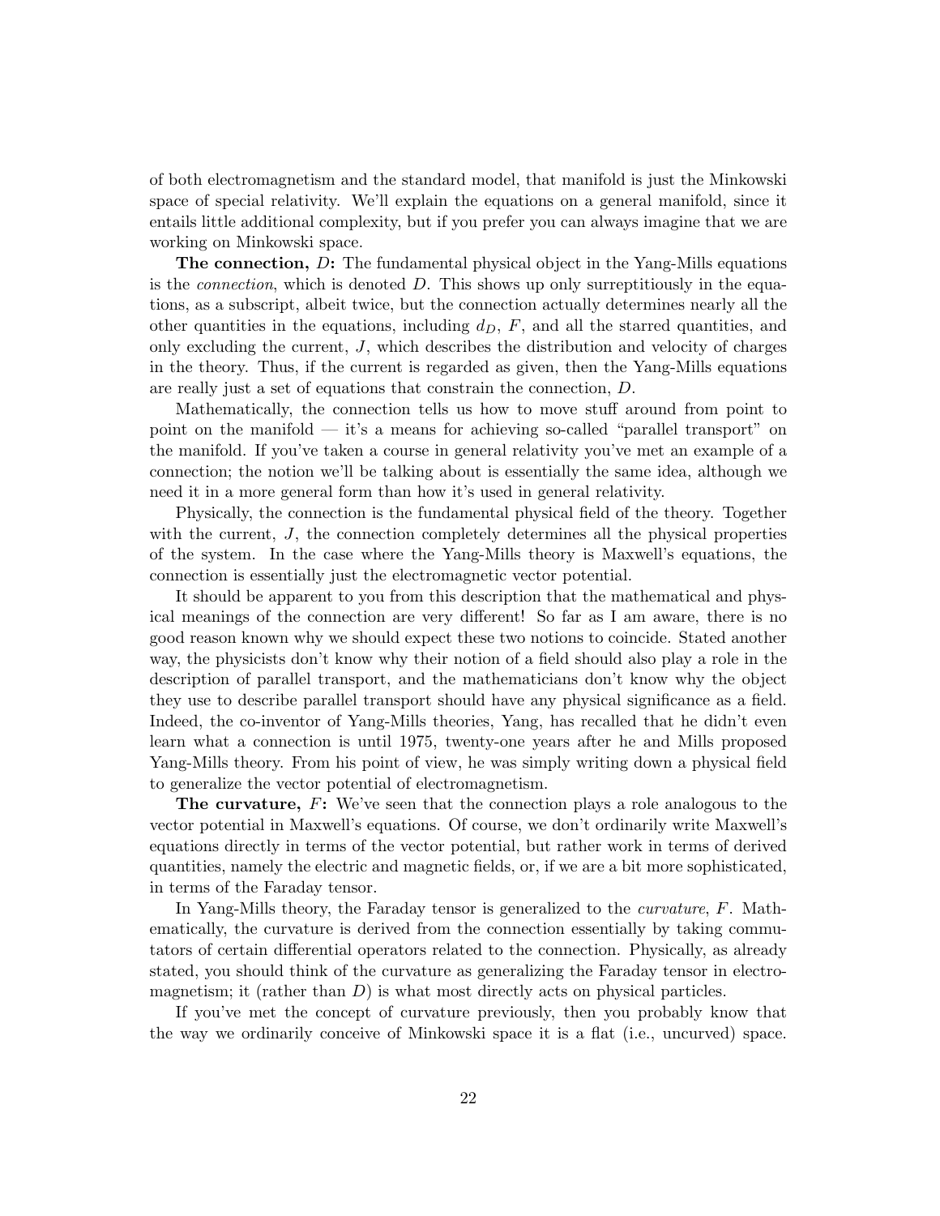of both electromagnetism and the standard model, that manifold is just the Minkowski space of special relativity. We'll explain the equations on a general manifold, since it entails little additional complexity, but if you prefer you can always imagine that we are working on Minkowski space.

**The connection, $D$:** The fundamental physical object in the Yang-Mills equations is the *connection*, which is denoted $D$. This shows up only surreptitiously in the equations, as a subscript, albeit twice, but the connection actually determines nearly all the other quantities in the equations, including $d_D$, $F$, and all the starred quantities, and only excluding the current, $J$, which describes the distribution and velocity of charges in the theory. Thus, if the current is regarded as given, then the Yang-Mills equations are really just a set of equations that constrain the connection, $D$.

Mathematically, the connection tells us how to move stuff around from point to point on the manifold — it's a means for achieving so-called "parallel transport" on the manifold. If you've taken a course in general relativity you've met an example of a connection; the notion we'll be talking about is essentially the same idea, although we need it in a more general form than how it's used in general relativity.

Physically, the connection is the fundamental physical field of the theory. Together with the current, $J$, the connection completely determines all the physical properties of the system. In the case where the Yang-Mills theory is Maxwell's equations, the connection is essentially just the electromagnetic vector potential.

It should be apparent to you from this description that the mathematical and physical meanings of the connection are very different! So far as I am aware, there is no good reason known why we should expect these two notions to coincide. Stated another way, the physicists don't know why their notion of a field should also play a role in the description of parallel transport, and the mathematicians don't know why the object they use to describe parallel transport should have any physical significance as a field. Indeed, the co-inventor of Yang-Mills theories, Yang, has recalled that he didn't even learn what a connection is until 1975, twenty-one years after he and Mills proposed Yang-Mills theory. From his point of view, he was simply writing down a physical field to generalize the vector potential of electromagnetism.

**The curvature, $F$:** We've seen that the connection plays a role analogous to the vector potential in Maxwell's equations. Of course, we don't ordinarily write Maxwell's equations directly in terms of the vector potential, but rather work in terms of derived quantities, namely the electric and magnetic fields, or, if we are a bit more sophisticated, in terms of the Faraday tensor.

In Yang-Mills theory, the Faraday tensor is generalized to the *curvature*, $F$. Mathematically, the curvature is derived from the connection essentially by taking commutators of certain differential operators related to the connection. Physically, as already stated, you should think of the curvature as generalizing the Faraday tensor in electromagnetism; it (rather than $D$) is what most directly acts on physical particles.

If you've met the concept of curvature previously, then you probably know that the way we ordinarily conceive of Minkowski space it is a flat (i.e., uncurved) space.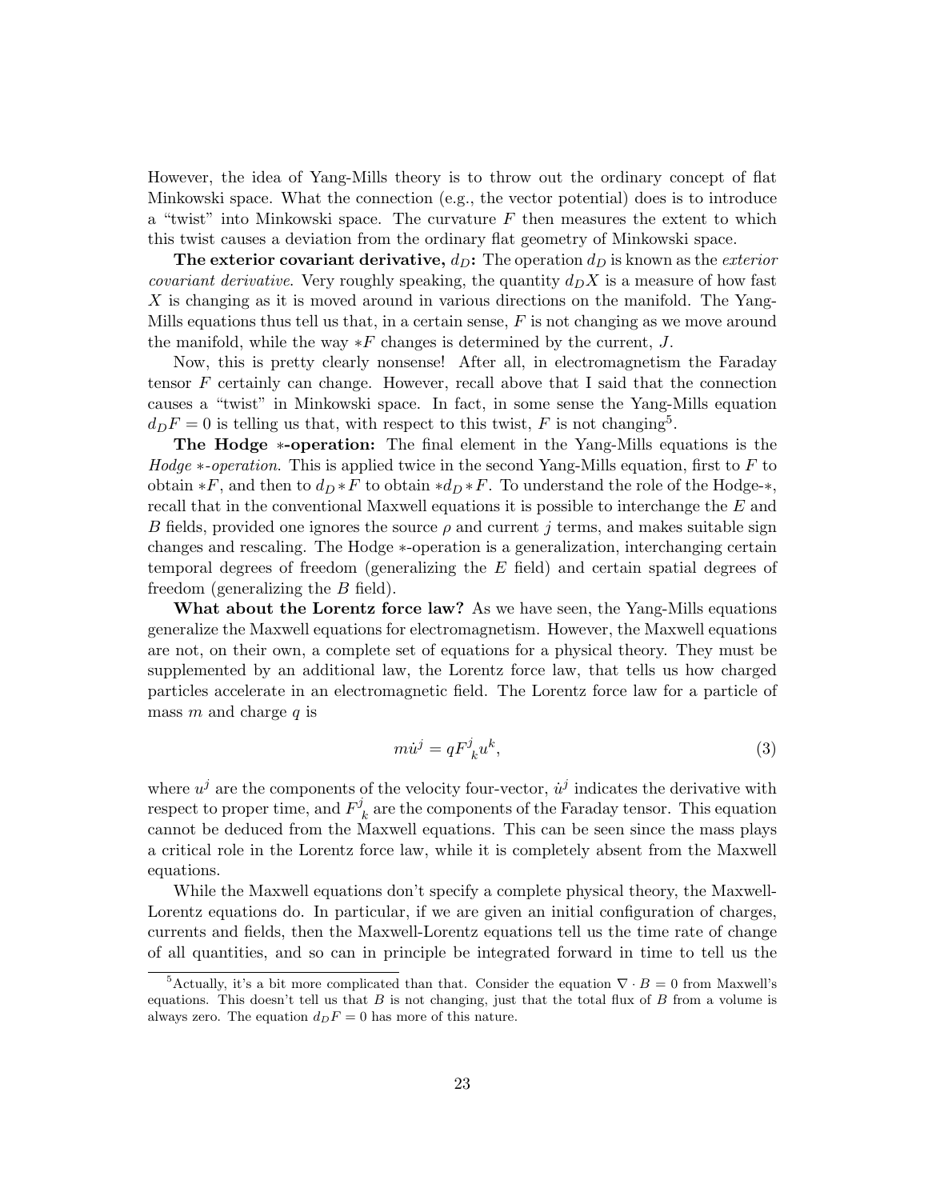However, the idea of Yang-Mills theory is to throw out the ordinary concept of flat Minkowski space. What the connection (e.g., the vector potential) does is to introduce a "twist" into Minkowski space. The curvature $F$ then measures the extent to which this twist causes a deviation from the ordinary flat geometry of Minkowski space.

**The exterior covariant derivative, $d_D$:** The operation $d_D$ is known as the *exterior covariant derivative*. Very roughly speaking, the quantity $d_D X$ is a measure of how fast $X$ is changing as it is moved around in various directions on the manifold. The Yang-Mills equations thus tell us that, in a certain sense, $F$ is not changing as we move around the manifold, while the way $*F$ changes is determined by the current, $J$.

Now, this is pretty clearly nonsense! After all, in electromagnetism the Faraday tensor $F$ certainly can change. However, recall above that I said that the connection causes a "twist" in Minkowski space. In fact, in some sense the Yang-Mills equation $d_D F = 0$ is telling us that, with respect to this twist, $F$ is not changing[5].

**The Hodge $*$-operation:** The final element in the Yang-Mills equations is the *Hodge $*$-operation*. This is applied twice in the second Yang-Mills equation, first to $F$ to obtain $*F$, and then to $d_D * F$ to obtain $*d_D * F$. To understand the role of the Hodge-$*$, recall that in the conventional Maxwell equations it is possible to interchange the $E$ and $B$ fields, provided one ignores the source $\rho$ and current $j$ terms, and makes suitable sign changes and rescaling. The Hodge $*$-operation is a generalization, interchanging certain temporal degrees of freedom (generalizing the $E$ field) and certain spatial degrees of freedom (generalizing the $B$ field).

**What about the Lorentz force law?** As we have seen, the Yang-Mills equations generalize the Maxwell equations for electromagnetism. However, the Maxwell equations are not, on their own, a complete set of equations for a physical theory. They must be supplemented by an additional law, the Lorentz force law, that tells us how charged particles accelerate in an electromagnetic field. The Lorentz force law for a particle of mass $m$ and charge $q$ is

$$m\dot{u}^j = qF^j_{\ k} u^k, \tag{3}$$

where $u^j$ are the components of the velocity four-vector, $\dot{u}^j$ indicates the derivative with respect to proper time, and $F^j_{\ k}$ are the components of the Faraday tensor. This equation cannot be deduced from the Maxwell equations. This can be seen since the mass plays a critical role in the Lorentz force law, while it is completely absent from the Maxwell equations.

While the Maxwell equations don't specify a complete physical theory, the Maxwell-Lorentz equations do. In particular, if we are given an initial configuration of charges, currents and fields, then the Maxwell-Lorentz equations tell us the time rate of change of all quantities, and so can in principle be integrated forward in time to tell us the

[5] Actually, it's a bit more complicated than that. Consider the equation $\nabla \cdot B = 0$ from Maxwell's equations. This doesn't tell us that $B$ is not changing, just that the total flux of $B$ from a volume is always zero. The equation $d_D F = 0$ has more of this nature.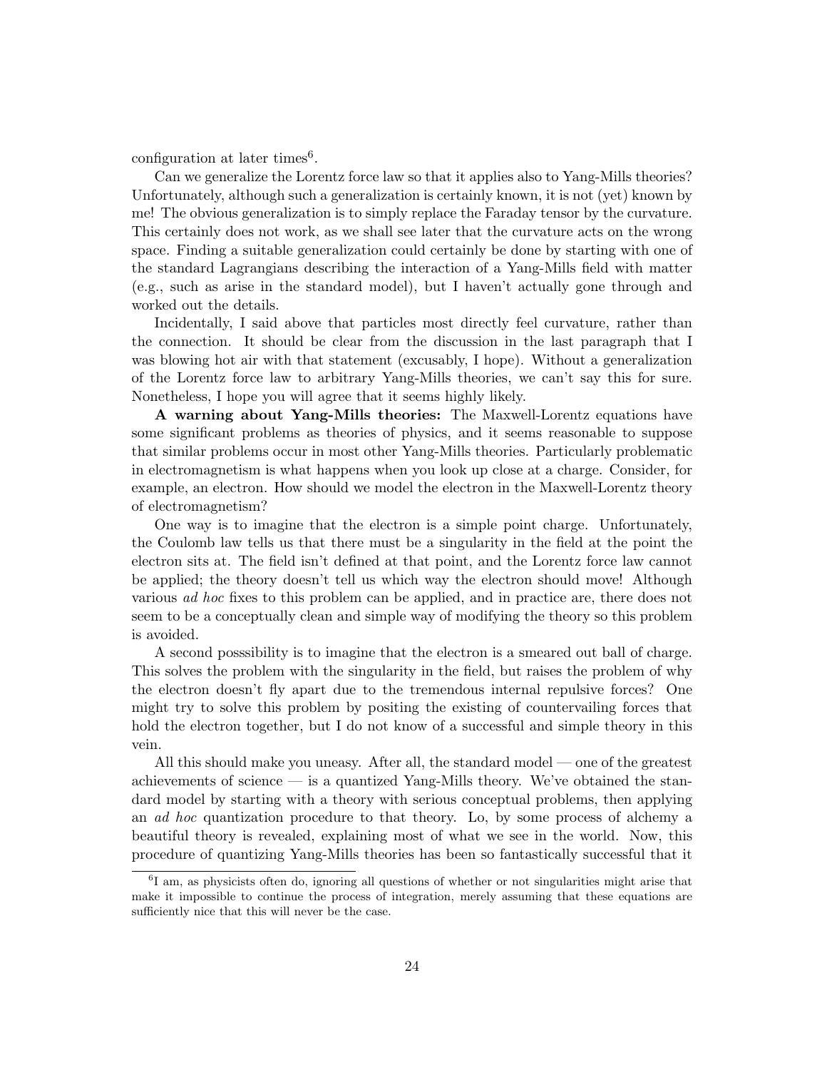configuration at later times[6].

Can we generalize the Lorentz force law so that it applies also to Yang-Mills theories? Unfortunately, although such a generalization is certainly known, it is not (yet) known by me! The obvious generalization is to simply replace the Faraday tensor by the curvature. This certainly does not work, as we shall see later that the curvature acts on the wrong space. Finding a suitable generalization could certainly be done by starting with one of the standard Lagrangians describing the interaction of a Yang-Mills field with matter (e.g., such as arise in the standard model), but I haven't actually gone through and worked out the details.

Incidentally, I said above that particles most directly feel curvature, rather than the connection. It should be clear from the discussion in the last paragraph that I was blowing hot air with that statement (excusably, I hope). Without a generalization of the Lorentz force law to arbitrary Yang-Mills theories, we can't say this for sure. Nonetheless, I hope you will agree that it seems highly likely.

**A warning about Yang-Mills theories:** The Maxwell-Lorentz equations have some significant problems as theories of physics, and it seems reasonable to suppose that similar problems occur in most other Yang-Mills theories. Particularly problematic in electromagnetism is what happens when you look up close at a charge. Consider, for example, an electron. How should we model the electron in the Maxwell-Lorentz theory of electromagnetism?

One way is to imagine that the electron is a simple point charge. Unfortunately, the Coulomb law tells us that there must be a singularity in the field at the point the electron sits at. The field isn't defined at that point, and the Lorentz force law cannot be applied; the theory doesn't tell us which way the electron should move! Although various *ad hoc* fixes to this problem can be applied, and in practice are, there does not seem to be a conceptually clean and simple way of modifying the theory so this problem is avoided.

A second posssibility is to imagine that the electron is a smeared out ball of charge. This solves the problem with the singularity in the field, but raises the problem of why the electron doesn't fly apart due to the tremendous internal repulsive forces? One might try to solve this problem by positing the existing of countervailing forces that hold the electron together, but I do not know of a successful and simple theory in this vein.

All this should make you uneasy. After all, the standard model — one of the greatest achievements of science — is a quantized Yang-Mills theory. We've obtained the standard model by starting with a theory with serious conceptual problems, then applying an *ad hoc* quantization procedure to that theory. Lo, by some process of alchemy a beautiful theory is revealed, explaining most of what we see in the world. Now, this procedure of quantizing Yang-Mills theories has been so fantastically successful that it

[6] I am, as physicists often do, ignoring all questions of whether or not singularities might arise that make it impossible to continue the process of integration, merely assuming that these equations are sufficiently nice that this will never be the case.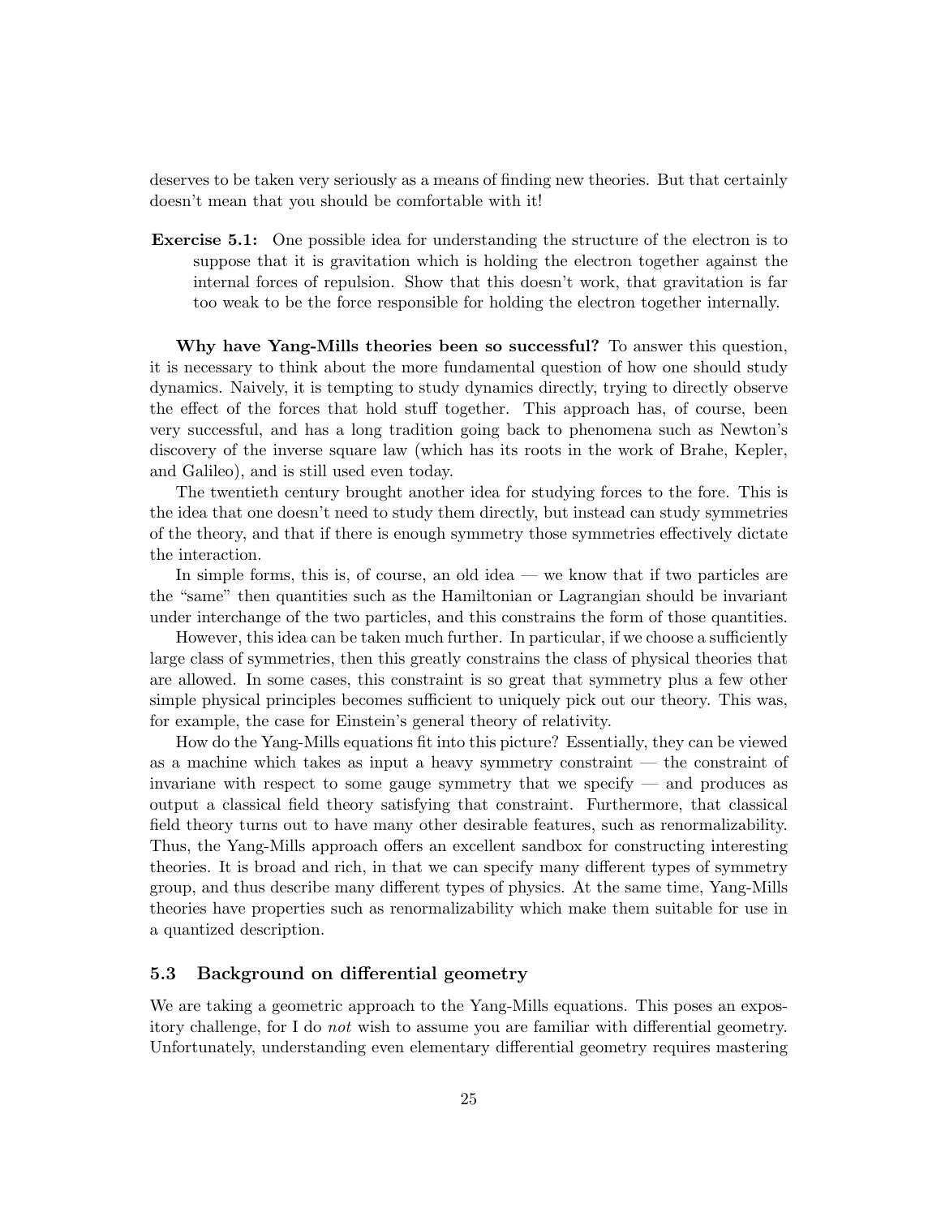deserves to be taken very seriously as a means of finding new theories. But that certainly doesn't mean that you should be comfortable with it!

**Exercise 5.1:** One possible idea for understanding the structure of the electron is to suppose that it is gravitation which is holding the electron together against the internal forces of repulsion. Show that this doesn't work, that gravitation is far too weak to be the force responsible for holding the electron together internally.

**Why have Yang-Mills theories been so successful?** To answer this question, it is necessary to think about the more fundamental question of how one should study dynamics. Naively, it is tempting to study dynamics directly, trying to directly observe the effect of the forces that hold stuff together. This approach has, of course, been very successful, and has a long tradition going back to phenomena such as Newton's discovery of the inverse square law (which has its roots in the work of Brahe, Kepler, and Galileo), and is still used even today.

The twentieth century brought another idea for studying forces to the fore. This is the idea that one doesn't need to study them directly, but instead can study symmetries of the theory, and that if there is enough symmetry those symmetries effectively dictate the interaction.

In simple forms, this is, of course, an old idea — we know that if two particles are the "same" then quantities such as the Hamiltonian or Lagrangian should be invariant under interchange of the two particles, and this constrains the form of those quantities.

However, this idea can be taken much further. In particular, if we choose a sufficiently large class of symmetries, then this greatly constrains the class of physical theories that are allowed. In some cases, this constraint is so great that symmetry plus a few other simple physical principles becomes sufficient to uniquely pick out our theory. This was, for example, the case for Einstein's general theory of relativity.

How do the Yang-Mills equations fit into this picture? Essentially, they can be viewed as a machine which takes as input a heavy symmetry constraint — the constraint of invariane with respect to some gauge symmetry that we specify — and produces as output a classical field theory satisfying that constraint. Furthermore, that classical field theory turns out to have many other desirable features, such as renormalizability. Thus, the Yang-Mills approach offers an excellent sandbox for constructing interesting theories. It is broad and rich, in that we can specify many different types of symmetry group, and thus describe many different types of physics. At the same time, Yang-Mills theories have properties such as renormalizability which make them suitable for use in a quantized description.

### 5.3 Background on differential geometry

We are taking a geometric approach to the Yang-Mills equations. This poses an expository challenge, for I do *not* wish to assume you are familiar with differential geometry. Unfortunately, understanding even elementary differential geometry requires mastering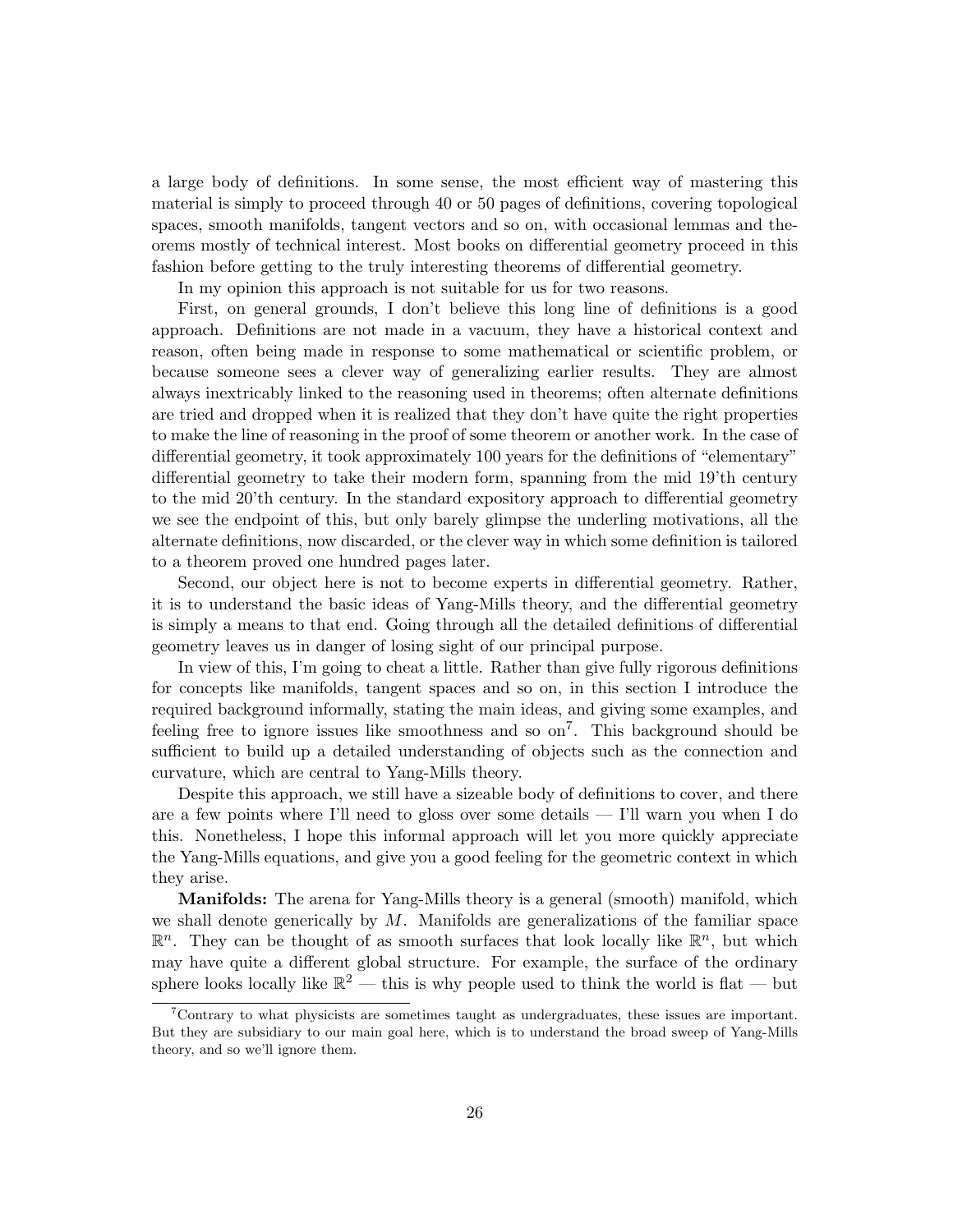a large body of definitions. In some sense, the most efficient way of mastering this material is simply to proceed through 40 or 50 pages of definitions, covering topological spaces, smooth manifolds, tangent vectors and so on, with occasional lemmas and theorems mostly of technical interest. Most books on differential geometry proceed in this fashion before getting to the truly interesting theorems of differential geometry.

In my opinion this approach is not suitable for us for two reasons.

First, on general grounds, I don't believe this long line of definitions is a good approach. Definitions are not made in a vacuum, they have a historical context and reason, often being made in response to some mathematical or scientific problem, or because someone sees a clever way of generalizing earlier results. They are almost always inextricably linked to the reasoning used in theorems; often alternate definitions are tried and dropped when it is realized that they don't have quite the right properties to make the line of reasoning in the proof of some theorem or another work. In the case of differential geometry, it took approximately 100 years for the definitions of "elementary" differential geometry to take their modern form, spanning from the mid 19'th century to the mid 20'th century. In the standard expository approach to differential geometry we see the endpoint of this, but only barely glimpse the underling motivations, all the alternate definitions, now discarded, or the clever way in which some definition is tailored to a theorem proved one hundred pages later.

Second, our object here is not to become experts in differential geometry. Rather, it is to understand the basic ideas of Yang-Mills theory, and the differential geometry is simply a means to that end. Going through all the detailed definitions of differential geometry leaves us in danger of losing sight of our principal purpose.

In view of this, I'm going to cheat a little. Rather than give fully rigorous definitions for concepts like manifolds, tangent spaces and so on, in this section I introduce the required background informally, stating the main ideas, and giving some examples, and feeling free to ignore issues like smoothness and so on[7]. This background should be sufficient to build up a detailed understanding of objects such as the connection and curvature, which are central to Yang-Mills theory.

Despite this approach, we still have a sizeable body of definitions to cover, and there are a few points where I'll need to gloss over some details — I'll warn you when I do this. Nonetheless, I hope this informal approach will let you more quickly appreciate the Yang-Mills equations, and give you a good feeling for the geometric context in which they arise.

**Manifolds:** The arena for Yang-Mills theory is a general (smooth) manifold, which we shall denote generically by $M$. Manifolds are generalizations of the familiar space $\mathbb{R}^n$. They can be thought of as smooth surfaces that look locally like $\mathbb{R}^n$, but which may have quite a different global structure. For example, the surface of the ordinary sphere looks locally like $\mathbb{R}^2$ — this is why people used to think the world is flat — but

[7] Contrary to what physicists are sometimes taught as undergraduates, these issues are important. But they are subsidiary to our main goal here, which is to understand the broad sweep of Yang-Mills theory, and so we'll ignore them.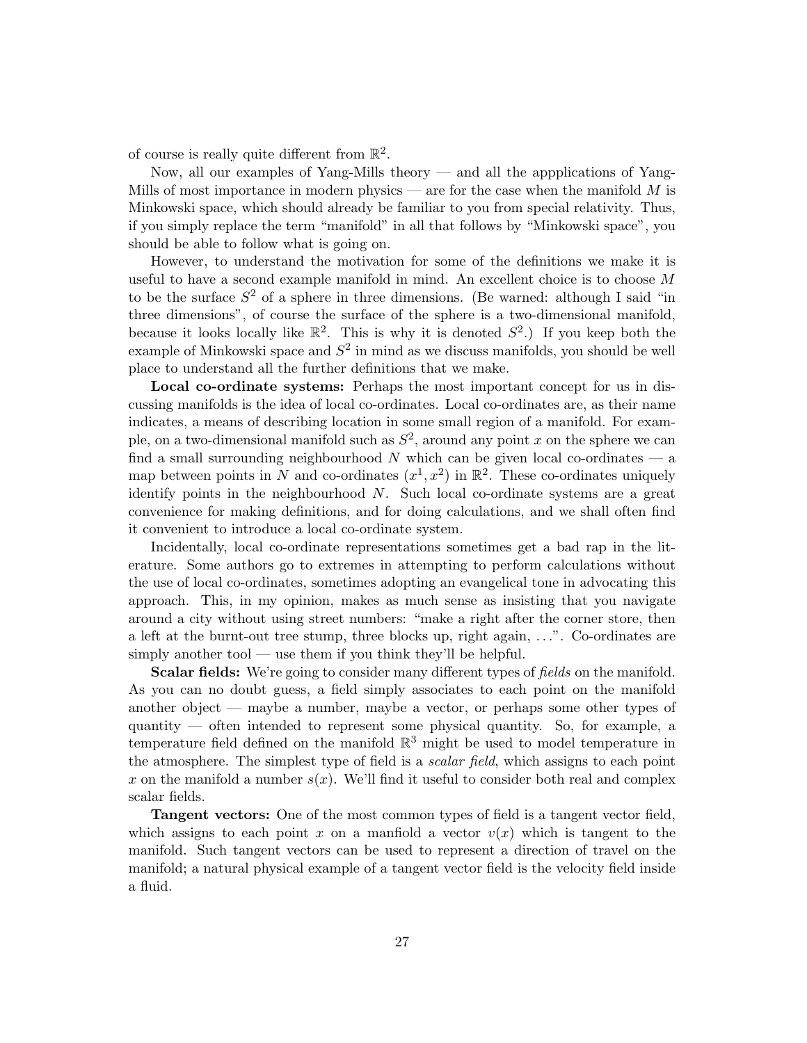of course is really quite different from $\mathbb{R}^2$.

Now, all our examples of Yang-Mills theory — and all the appplications of Yang-Mills of most importance in modern physics — are for the case when the manifold $M$ is Minkowski space, which should already be familiar to you from special relativity. Thus, if you simply replace the term "manifold" in all that follows by "Minkowski space", you should be able to follow what is going on.

However, to understand the motivation for some of the definitions we make it is useful to have a second example manifold in mind. An excellent choice is to choose $M$ to be the surface $S^2$ of a sphere in three dimensions. (Be warned: although I said "in three dimensions", of course the surface of the sphere is a two-dimensional manifold, because it looks locally like $\mathbb{R}^2$. This is why it is denoted $S^2$.) If you keep both the example of Minkowski space and $S^2$ in mind as we discuss manifolds, you should be well place to understand all the further definitions that we make.

**Local co-ordinate systems:** Perhaps the most important concept for us in discussing manifolds is the idea of local co-ordinates. Local co-ordinates are, as their name indicates, a means of describing location in some small region of a manifold. For example, on a two-dimensional manifold such as $S^2$, around any point $x$ on the sphere we can find a small surrounding neighbourhood $N$ which can be given local co-ordinates — a map between points in $N$ and co-ordinates $(x^1, x^2)$ in $\mathbb{R}^2$. These co-ordinates uniquely identify points in the neighbourhood $N$. Such local co-ordinate systems are a great convenience for making definitions, and for doing calculations, and we shall often find it convenient to introduce a local co-ordinate system.

Incidentally, local co-ordinate representations sometimes get a bad rap in the literature. Some authors go to extremes in attempting to perform calculations without the use of local co-ordinates, sometimes adopting an evangelical tone in advocating this approach. This, in my opinion, makes as much sense as insisting that you navigate around a city without using street numbers: "make a right after the corner store, then a left at the burnt-out tree stump, three blocks up, right again, ...". Co-ordinates are simply another tool — use them if you think they'll be helpful.

**Scalar fields:** We're going to consider many different types of *fields* on the manifold. As you can no doubt guess, a field simply associates to each point on the manifold another object — maybe a number, maybe a vector, or perhaps some other types of quantity — often intended to represent some physical quantity. So, for example, a temperature field defined on the manifold $\mathbb{R}^3$ might be used to model temperature in the atmosphere. The simplest type of field is a *scalar field*, which assigns to each point $x$ on the manifold a number $s(x)$. We'll find it useful to consider both real and complex scalar fields.

**Tangent vectors:** One of the most common types of field is a tangent vector field, which assigns to each point $x$ on a manfiold a vector $v(x)$ which is tangent to the manifold. Such tangent vectors can be used to represent a direction of travel on the manifold; a natural physical example of a tangent vector field is the velocity field inside a fluid.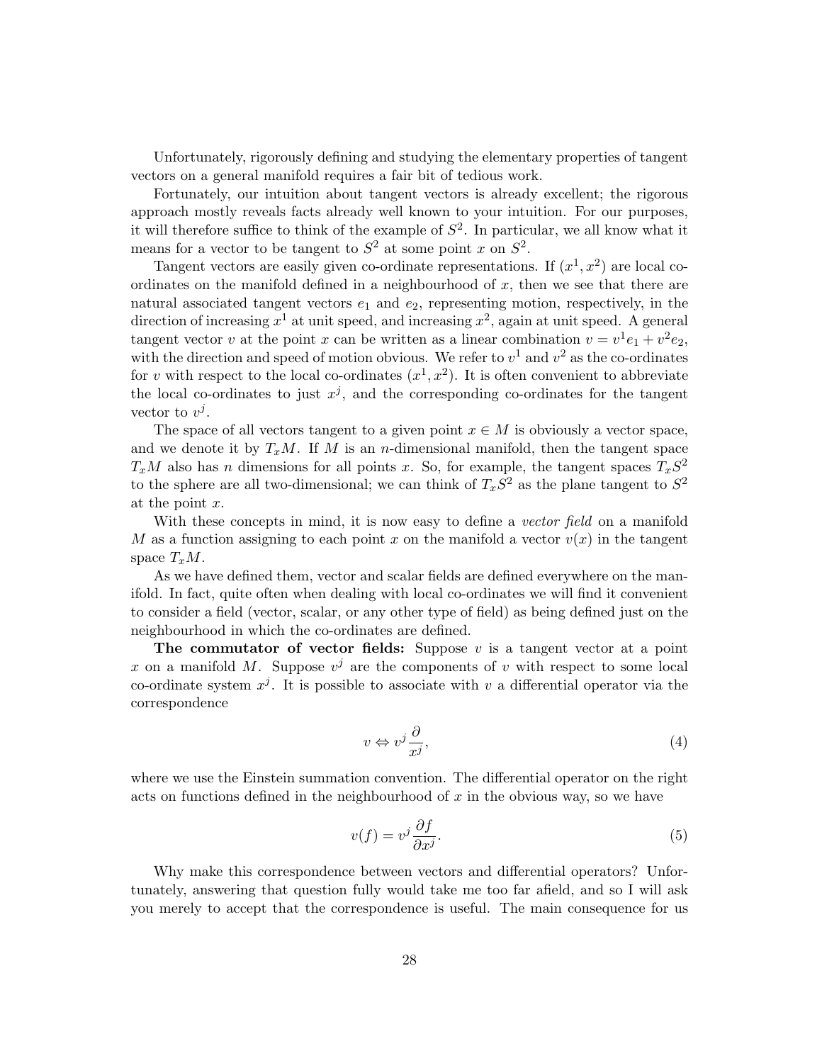Unfortunately, rigorously defining and studying the elementary properties of tangent vectors on a general manifold requires a fair bit of tedious work.

Fortunately, our intuition about tangent vectors is already excellent; the rigorous approach mostly reveals facts already well known to your intuition. For our purposes, it will therefore suffice to think of the example of $S^2$. In particular, we all know what it means for a vector to be tangent to $S^2$ at some point $x$ on $S^2$.

Tangent vectors are easily given co-ordinate representations. If $(x^1, x^2)$ are local co-ordinates on the manifold defined in a neighbourhood of $x$, then we see that there are natural associated tangent vectors $e_1$ and $e_2$, representing motion, respectively, in the direction of increasing $x^1$ at unit speed, and increasing $x^2$, again at unit speed. A general tangent vector $v$ at the point $x$ can be written as a linear combination $v = v^1 e_1 + v^2 e_2$, with the direction and speed of motion obvious. We refer to $v^1$ and $v^2$ as the co-ordinates for $v$ with respect to the local co-ordinates $(x^1, x^2)$. It is often convenient to abbreviate the local co-ordinates to just $x^j$, and the corresponding co-ordinates for the tangent vector to $v^j$.

The space of all vectors tangent to a given point $x \in M$ is obviously a vector space, and we denote it by $T_x M$. If $M$ is an $n$-dimensional manifold, then the tangent space $T_x M$ also has $n$ dimensions for all points $x$. So, for example, the tangent spaces $T_x S^2$ to the sphere are all two-dimensional; we can think of $T_x S^2$ as the plane tangent to $S^2$ at the point $x$.

With these concepts in mind, it is now easy to define a *vector field* on a manifold $M$ as a function assigning to each point $x$ on the manifold a vector $v(x)$ in the tangent space $T_x M$.

As we have defined them, vector and scalar fields are defined everywhere on the manifold. In fact, quite often when dealing with local co-ordinates we will find it convenient to consider a field (vector, scalar, or any other type of field) as being defined just on the neighbourhood in which the co-ordinates are defined.

**The commutator of vector fields:** Suppose $v$ is a tangent vector at a point $x$ on a manifold $M$. Suppose $v^j$ are the components of $v$ with respect to some local co-ordinate system $x^j$. It is possible to associate with $v$ a differential operator via the correspondence

$$v \Leftrightarrow v^j \frac{\partial}{x^j}, \tag{4}$$

where we use the Einstein summation convention. The differential operator on the right acts on functions defined in the neighbourhood of $x$ in the obvious way, so we have

$$v(f) = v^j \frac{\partial f}{\partial x^j}. \tag{5}$$

Why make this correspondence between vectors and differential operators? Unfortunately, answering that question fully would take me too far afield, and so I will ask you merely to accept that the correspondence is useful. The main consequence for us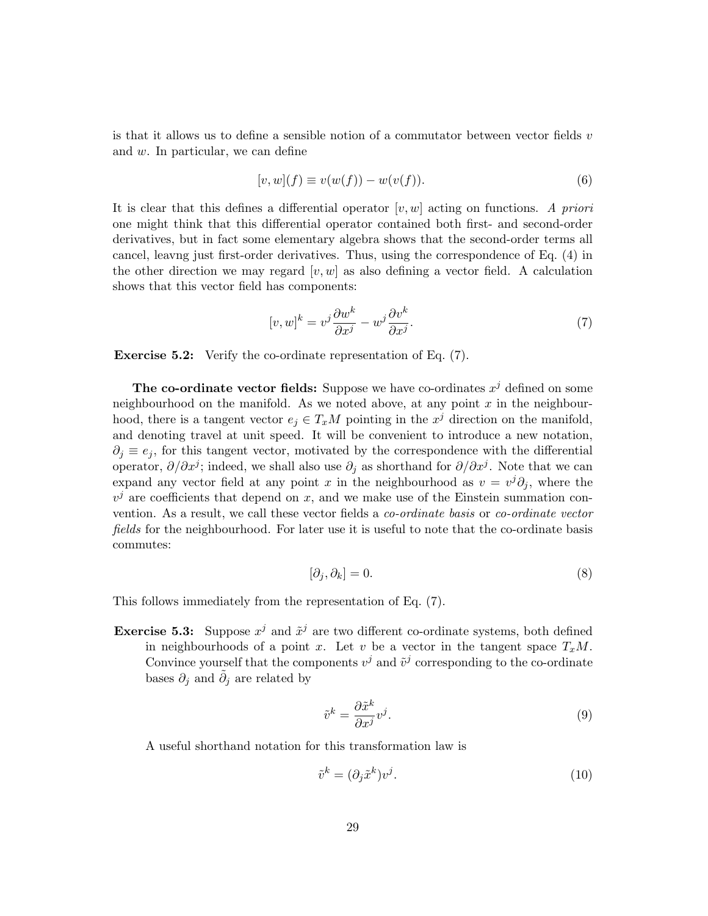is that it allows us to define a sensible notion of a commutator between vector fields $v$ and $w$. In particular, we can define

$$[v, w](f) \equiv v(w(f)) - w(v(f)). \tag{6}$$

It is clear that this defines a differential operator $[v, w]$ acting on functions. *A priori* one might think that this differential operator contained both first- and second-order derivatives, but in fact some elementary algebra shows that the second-order terms all cancel, leavng just first-order derivatives. Thus, using the correspondence of Eq. (4) in the other direction we may regard $[v, w]$ as also defining a vector field. A calculation shows that this vector field has components:

$$[v, w]^k = v^j \frac{\partial w^k}{\partial x^j} - w^j \frac{\partial v^k}{\partial x^j}. \tag{7}$$

**Exercise 5.2:** Verify the co-ordinate representation of Eq. (7).

**The co-ordinate vector fields:** Suppose we have co-ordinates $x^j$ defined on some neighbourhood on the manifold. As we noted above, at any point $x$ in the neighbourhood, there is a tangent vector $e_j \in T_xM$ pointing in the $x^j$ direction on the manifold, and denoting travel at unit speed. It will be convenient to introduce a new notation, $\partial_j \equiv e_j$, for this tangent vector, motivated by the correspondence with the differential operator, $\partial/\partial x^j$; indeed, we shall also use $\partial_j$ as shorthand for $\partial/\partial x^j$. Note that we can expand any vector field at any point $x$ in the neighbourhood as $v = v^j \partial_j$, where the $v^j$ are coefficients that depend on $x$, and we make use of the Einstein summation convention. As a result, we call these vector fields a *co-ordinate basis* or *co-ordinate vector fields* for the neighbourhood. For later use it is useful to note that the co-ordinate basis commutes:

$$[\partial_j, \partial_k] = 0. \tag{8}$$

This follows immediately from the representation of Eq. (7).

**Exercise 5.3:** Suppose $x^j$ and $\tilde{x}^j$ are two different co-ordinate systems, both defined in neighbourhoods of a point $x$. Let $v$ be a vector in the tangent space $T_xM$. Convince yourself that the components $v^j$ and $\tilde{v}^j$ corresponding to the co-ordinate bases $\partial_j$ and $\tilde{\partial}_j$ are related by

$$\tilde{v}^k = \frac{\partial \tilde{x}^k}{\partial x^j} v^j. \tag{9}$$

A useful shorthand notation for this transformation law is

$$\tilde{v}^k = (\partial_j \tilde{x}^k) v^j. \tag{10}$$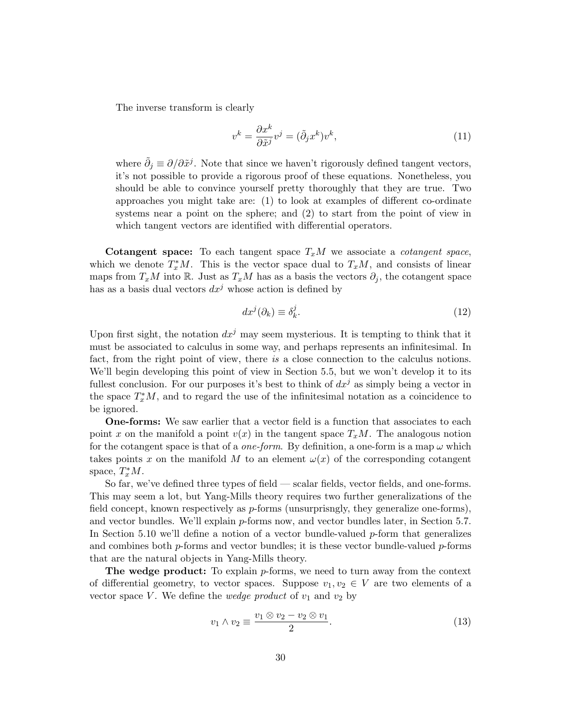The inverse transform is clearly

$$v^k = \frac{\partial x^k}{\partial \tilde{x}^j} v^j = (\tilde{\partial}_j x^k) v^k, \tag{11}$$

where $\tilde{\partial}_j \equiv \partial / \partial \tilde{x}^j$. Note that since we haven't rigorously defined tangent vectors, it's not possible to provide a rigorous proof of these equations. Nonetheless, you should be able to convince yourself pretty thoroughly that they are true. Two approaches you might take are: (1) to look at examples of different co-ordinate systems near a point on the sphere; and (2) to start from the point of view in which tangent vectors are identified with differential operators.

**Cotangent space:** To each tangent space $T_x M$ we associate a *cotangent space*, which we denote $T_x^* M$. This is the vector space dual to $T_x M$, and consists of linear maps from $T_x M$ into $\mathbb{R}$. Just as $T_x M$ has as a basis the vectors $\partial_j$, the cotangent space has as a basis dual vectors $dx^j$ whose action is defined by

$$dx^j(\partial_k) \equiv \delta_k^j. \tag{12}$$

Upon first sight, the notation $dx^j$ may seem mysterious. It is tempting to think that it must be associated to calculus in some way, and perhaps represents an infinitesimal. In fact, from the right point of view, there *is* a close connection to the calculus notions. We'll begin developing this point of view in Section 5.5, but we won't develop it to its fullest conclusion. For our purposes it's best to think of $dx^j$ as simply being a vector in the space $T_x^* M$, and to regard the use of the infinitesimal notation as a coincidence to be ignored.

**One-forms:** We saw earlier that a vector field is a function that associates to each point $x$ on the manifold a point $v(x)$ in the tangent space $T_x M$. The analogous notion for the cotangent space is that of a *one-form*. By definition, a one-form is a map $\omega$ which takes points $x$ on the manifold $M$ to an element $\omega(x)$ of the corresponding cotangent space, $T_x^* M$.

So far, we've defined three types of field — scalar fields, vector fields, and one-forms. This may seem a lot, but Yang-Mills theory requires two further generalizations of the field concept, known respectively as $p$-forms (unsurprisngly, they generalize one-forms), and vector bundles. We'll explain $p$-forms now, and vector bundles later, in Section 5.7. In Section 5.10 we'll define a notion of a vector bundle-valued $p$-form that generalizes and combines both $p$-forms and vector bundles; it is these vector bundle-valued $p$-forms that are the natural objects in Yang-Mills theory.

**The wedge product:** To explain $p$-forms, we need to turn away from the context of differential geometry, to vector spaces. Suppose $v_1, v_2 \in V$ are two elements of a vector space $V$. We define the *wedge product* of $v_1$ and $v_2$ by

$$v_1 \wedge v_2 \equiv \frac{v_1 \otimes v_2 - v_2 \otimes v_1}{2}. \tag{13}$$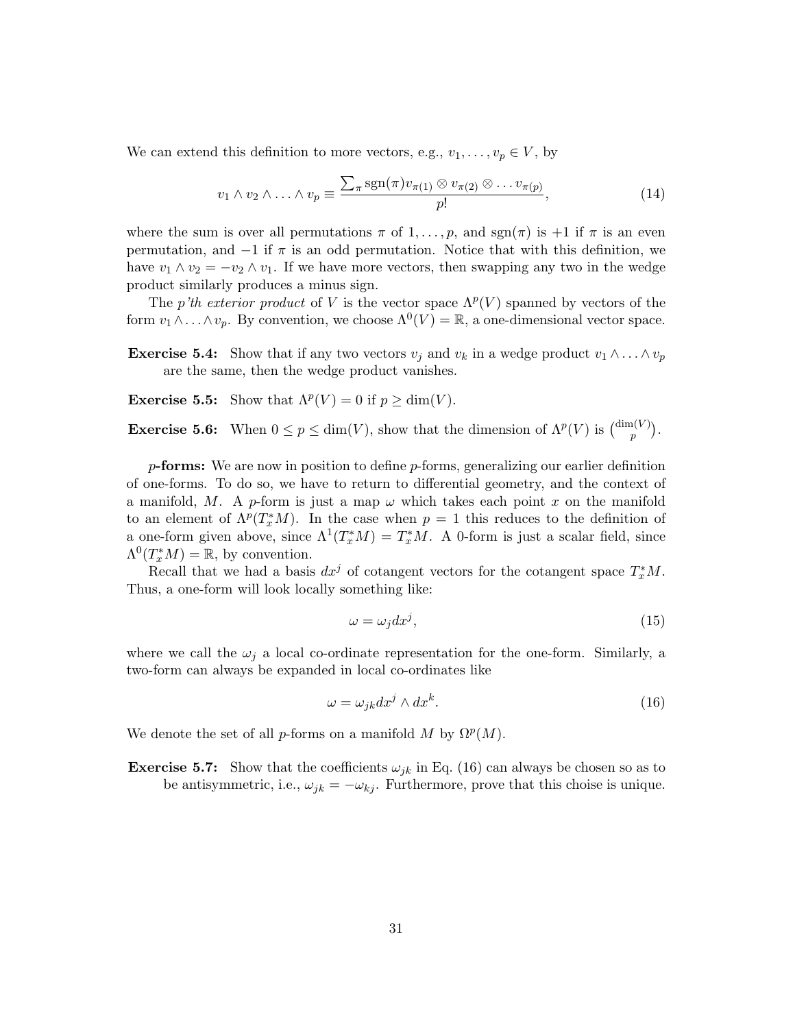We can extend this definition to more vectors, e.g., $v_1, \ldots, v_p \in V$, by

$$v_1 \wedge v_2 \wedge \ldots \wedge v_p \equiv \frac{\sum_\pi \text{sgn}(\pi) v_{\pi(1)} \otimes v_{\pi(2)} \otimes \ldots v_{\pi(p)}}{p!}, \tag{14}$$

where the sum is over all permutations $\pi$ of $1, \ldots, p$, and $\text{sgn}(\pi)$ is $+1$ if $\pi$ is an even permutation, and $-1$ if $\pi$ is an odd permutation. Notice that with this definition, we have $v_1 \wedge v_2 = -v_2 \wedge v_1$. If we have more vectors, then swapping any two in the wedge product similarly produces a minus sign.

The *p'th exterior product* of $V$ is the vector space $\Lambda^p(V)$ spanned by vectors of the form $v_1 \wedge \ldots \wedge v_p$. By convention, we choose $\Lambda^0(V) = \mathbb{R}$, a one-dimensional vector space.

**Exercise 5.4:** Show that if any two vectors $v_j$ and $v_k$ in a wedge product $v_1 \wedge \ldots \wedge v_p$ are the same, then the wedge product vanishes.

**Exercise 5.5:** Show that $\Lambda^p(V) = 0$ if $p \geq \dim(V)$.

**Exercise 5.6:** When $0 \leq p \leq \dim(V)$, show that the dimension of $\Lambda^p(V)$ is $\binom{\dim(V)}{p}$.

***p*-forms:** We are now in position to define $p$-forms, generalizing our earlier definition of one-forms. To do so, we have to return to differential geometry, and the context of a manifold, $M$. A $p$-form is just a map $\omega$ which takes each point $x$ on the manifold to an element of $\Lambda^p(T_x^*M)$. In the case when $p = 1$ this reduces to the definition of a one-form given above, since $\Lambda^1(T_x^*M) = T_x^*M$. A 0-form is just a scalar field, since $\Lambda^0(T_x^*M) = \mathbb{R}$, by convention.

Recall that we had a basis $dx^j$ of cotangent vectors for the cotangent space $T_x^*M$. Thus, a one-form will look locally something like:

$$\omega = \omega_j dx^j, \tag{15}$$

where we call the $\omega_j$ a local co-ordinate representation for the one-form. Similarly, a two-form can always be expanded in local co-ordinates like

$$\omega = \omega_{jk} dx^j \wedge dx^k. \tag{16}$$

We denote the set of all $p$-forms on a manifold $M$ by $\Omega^p(M)$.

**Exercise 5.7:** Show that the coefficients $\omega_{jk}$ in Eq. (16) can always be chosen so as to be antisymmetric, i.e., $\omega_{jk} = -\omega_{kj}$. Furthermore, prove that this choise is unique.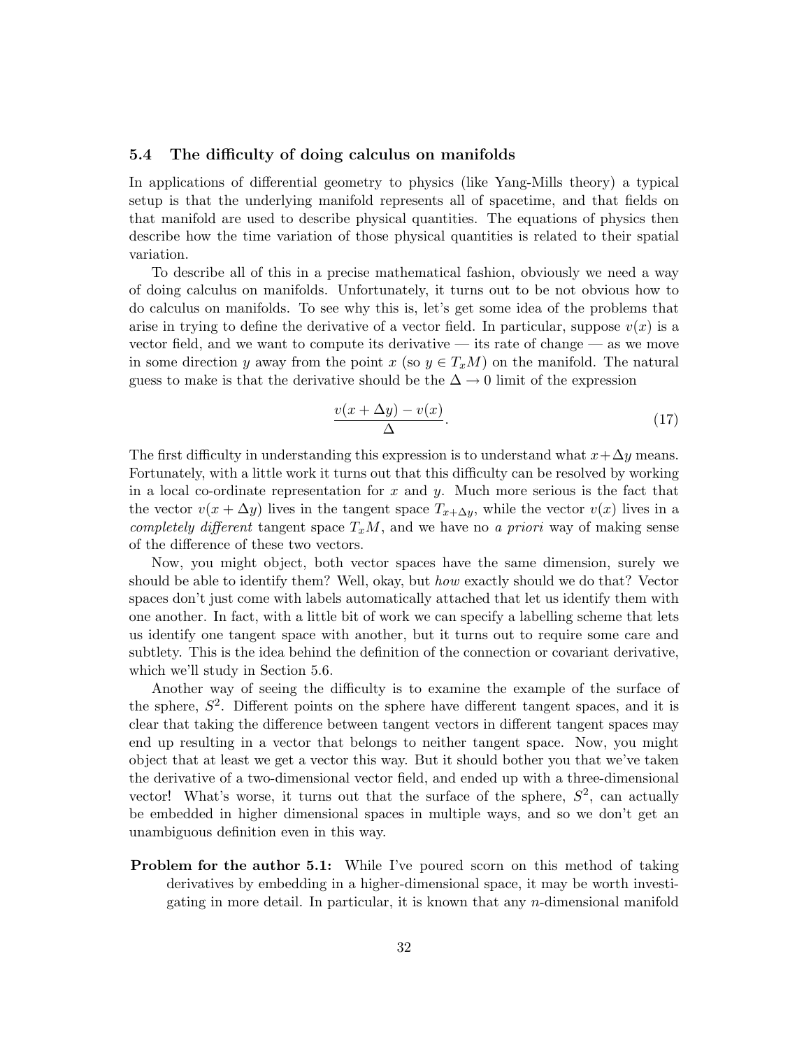### 5.4 The difficulty of doing calculus on manifolds

In applications of differential geometry to physics (like Yang-Mills theory) a typical setup is that the underlying manifold represents all of spacetime, and that fields on that manifold are used to describe physical quantities. The equations of physics then describe how the time variation of those physical quantities is related to their spatial variation.

To describe all of this in a precise mathematical fashion, obviously we need a way of doing calculus on manifolds. Unfortunately, it turns out to be not obvious how to do calculus on manifolds. To see why this is, let's get some idea of the problems that arise in trying to define the derivative of a vector field. In particular, suppose $v(x)$ is a vector field, and we want to compute its derivative — its rate of change — as we move in some direction $y$ away from the point $x$ (so $y \in T_xM$) on the manifold. The natural guess to make is that the derivative should be the $\Delta \rightarrow 0$ limit of the expression

$$\frac{v(x+\Delta y) - v(x)}{\Delta}. \tag{17}$$

The first difficulty in understanding this expression is to understand what $x+\Delta y$ means. Fortunately, with a little work it turns out that this difficulty can be resolved by working in a local co-ordinate representation for $x$ and $y$. Much more serious is the fact that the vector $v(x+\Delta y)$ lives in the tangent space $T_{x+\Delta y}$, while the vector $v(x)$ lives in a *completely different* tangent space $T_xM$, and we have no *a priori* way of making sense of the difference of these two vectors.

Now, you might object, both vector spaces have the same dimension, surely we should be able to identify them? Well, okay, but *how* exactly should we do that? Vector spaces don't just come with labels automatically attached that let us identify them with one another. In fact, with a little bit of work we can specify a labelling scheme that lets us identify one tangent space with another, but it turns out to require some care and subtlety. This is the idea behind the definition of the connection or covariant derivative, which we'll study in Section 5.6.

Another way of seeing the difficulty is to examine the example of the surface of the sphere, $S^2$. Different points on the sphere have different tangent spaces, and it is clear that taking the difference between tangent vectors in different tangent spaces may end up resulting in a vector that belongs to neither tangent space. Now, you might object that at least we get a vector this way. But it should bother you that we've taken the derivative of a two-dimensional vector field, and ended up with a three-dimensional vector! What's worse, it turns out that the surface of the sphere, $S^2$, can actually be embedded in higher dimensional spaces in multiple ways, and so we don't get an unambiguous definition even in this way.

**Problem for the author 5.1:** While I've poured scorn on this method of taking derivatives by embedding in a higher-dimensional space, it may be worth investigating in more detail. In particular, it is known that any $n$-dimensional manifold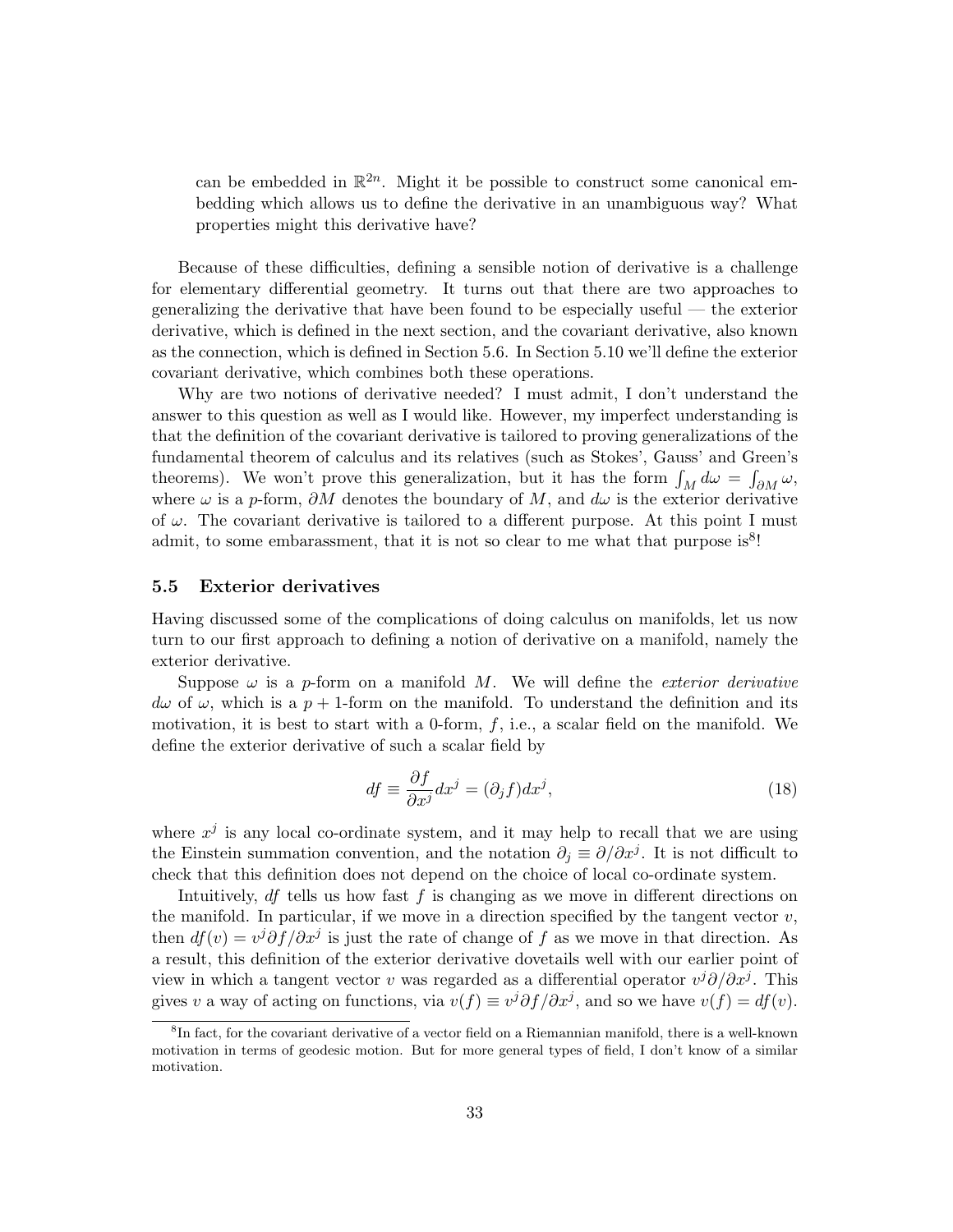can be embedded in $\mathbb{R}^{2n}$. Might it be possible to construct some canonical embedding which allows us to define the derivative in an unambiguous way? What properties might this derivative have?

Because of these difficulties, defining a sensible notion of derivative is a challenge for elementary differential geometry. It turns out that there are two approaches to generalizing the derivative that have been found to be especially useful — the exterior derivative, which is defined in the next section, and the covariant derivative, also known as the connection, which is defined in Section 5.6. In Section 5.10 we'll define the exterior covariant derivative, which combines both these operations.

Why are two notions of derivative needed? I must admit, I don't understand the answer to this question as well as I would like. However, my imperfect understanding is that the definition of the covariant derivative is tailored to proving generalizations of the fundamental theorem of calculus and its relatives (such as Stokes', Gauss' and Green's theorems). We won't prove this generalization, but it has the form $\int_M d\omega = \int_{\partial M} \omega$, where $\omega$ is a $p$-form, $\partial M$ denotes the boundary of $M$, and $d\omega$ is the exterior derivative of $\omega$. The covariant derivative is tailored to a different purpose. At this point I must admit, to some embarassment, that it is not so clear to me what that purpose is[8]!

### 5.5 Exterior derivatives

Having discussed some of the complications of doing calculus on manifolds, let us now turn to our first approach to defining a notion of derivative on a manifold, namely the exterior derivative.

Suppose $\omega$ is a $p$-form on a manifold $M$. We will define the *exterior derivative* $d\omega$ of $\omega$, which is a $p+1$-form on the manifold. To understand the definition and its motivation, it is best to start with a 0-form, $f$, i.e., a scalar field on the manifold. We define the exterior derivative of such a scalar field by

$$df \equiv \frac{\partial f}{\partial x^j} dx^j = (\partial_j f) dx^j, \tag{18}$$

where $x^j$ is any local co-ordinate system, and it may help to recall that we are using the Einstein summation convention, and the notation $\partial_j \equiv \partial/\partial x^j$. It is not difficult to check that this definition does not depend on the choice of local co-ordinate system.

Intuitively, $df$ tells us how fast $f$ is changing as we move in different directions on the manifold. In particular, if we move in a direction specified by the tangent vector $v$, then $df(v) = v^j \partial f/\partial x^j$ is just the rate of change of $f$ as we move in that direction. As a result, this definition of the exterior derivative dovetails well with our earlier point of view in which a tangent vector $v$ was regarded as a differential operator $v^j \partial/\partial x^j$. This gives $v$ a way of acting on functions, via $v(f) \equiv v^j \partial f/\partial x^j$, and so we have $v(f) = df(v)$.

[8] In fact, for the covariant derivative of a vector field on a Riemannian manifold, there is a well-known motivation in terms of geodesic motion. But for more general types of field, I don't know of a similar motivation.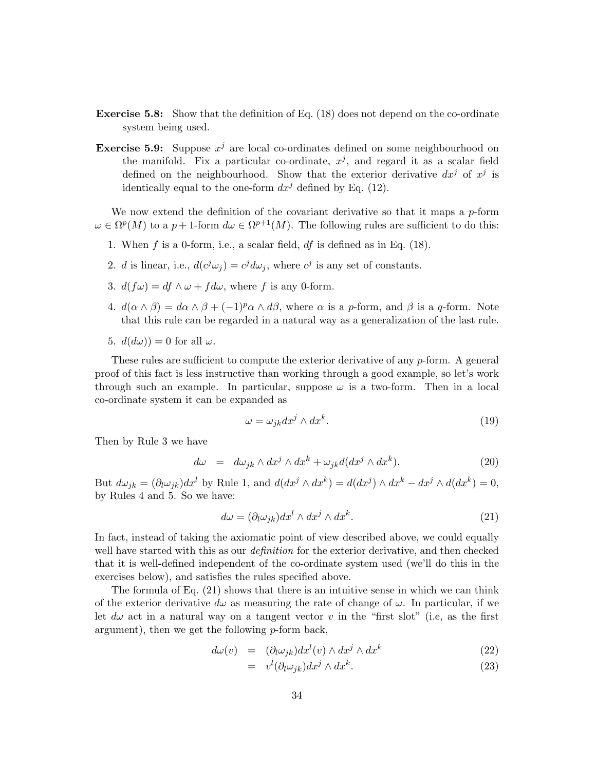**Exercise 5.8:** Show that the definition of Eq. (18) does not depend on the co-ordinate system being used.

**Exercise 5.9:** Suppose $x^j$ are local co-ordinates defined on some neighbourhood on the manifold. Fix a particular co-ordinate, $x^j$, and regard it as a scalar field defined on the neighbourhood. Show that the exterior derivative $dx^j$ of $x^j$ is identically equal to the one-form $dx^j$ defined by Eq. (12).

We now extend the definition of the covariant derivative so that it maps a $p$-form $\omega \in \Omega^p(M)$ to a $p+1$-form $d\omega \in \Omega^{p+1}(M)$. The following rules are sufficient to do this:

1. When $f$ is a 0-form, i.e., a scalar field, $df$ is defined as in Eq. (18).
2. $d$ is linear, i.e., $d(c^j \omega_j) = c^j d\omega_j$, where $c^j$ is any set of constants.
3. $d(f\omega) = df \wedge \omega + f d\omega$, where $f$ is any 0-form.
4. $d(\alpha \wedge \beta) = d\alpha \wedge \beta + (-1)^p \alpha \wedge d\beta$, where $\alpha$ is a $p$-form, and $\beta$ is a $q$-form. Note that this rule can be regarded in a natural way as a generalization of the last rule.
5. $d(d\omega)) = 0$ for all $\omega$.

These rules are sufficient to compute the exterior derivative of any $p$-form. A general proof of this fact is less instructive than working through a good example, so let's work through such an example. In particular, suppose $\omega$ is a two-form. Then in a local co-ordinate system it can be expanded as

$$\omega = \omega_{jk} dx^j \wedge dx^k. \tag{19}$$

Then by Rule 3 we have

$$d\omega = d\omega_{jk} \wedge dx^j \wedge dx^k + \omega_{jk} d(dx^j \wedge dx^k). \tag{20}$$

But $d\omega_{jk} = (\partial_l \omega_{jk}) dx^l$ by Rule 1, and $d(dx^j \wedge dx^k) = d(dx^j) \wedge dx^k - dx^j \wedge d(dx^k) = 0$, by Rules 4 and 5. So we have:

$$d\omega = (\partial_l \omega_{jk}) dx^l \wedge dx^j \wedge dx^k. \tag{21}$$

In fact, instead of taking the axiomatic point of view described above, we could equally well have started with this as our *definition* for the exterior derivative, and then checked that it is well-defined independent of the co-ordinate system used (we'll do this in the exercises below), and satisfies the rules specified above.

The formula of Eq. (21) shows that there is an intuitive sense in which we can think of the exterior derivative $d\omega$ as measuring the rate of change of $\omega$. In particular, if we let $d\omega$ act in a natural way on a tangent vector $v$ in the "first slot" (i.e, as the first argument), then we get the following $p$-form back,

$$\begin{aligned} d\omega(v) &= (\partial_l \omega_{jk}) dx^l(v) \wedge dx^j \wedge dx^k & (22) \\ &= v^l (\partial_l \omega_{jk}) dx^j \wedge dx^k. & (23) \end{aligned}$$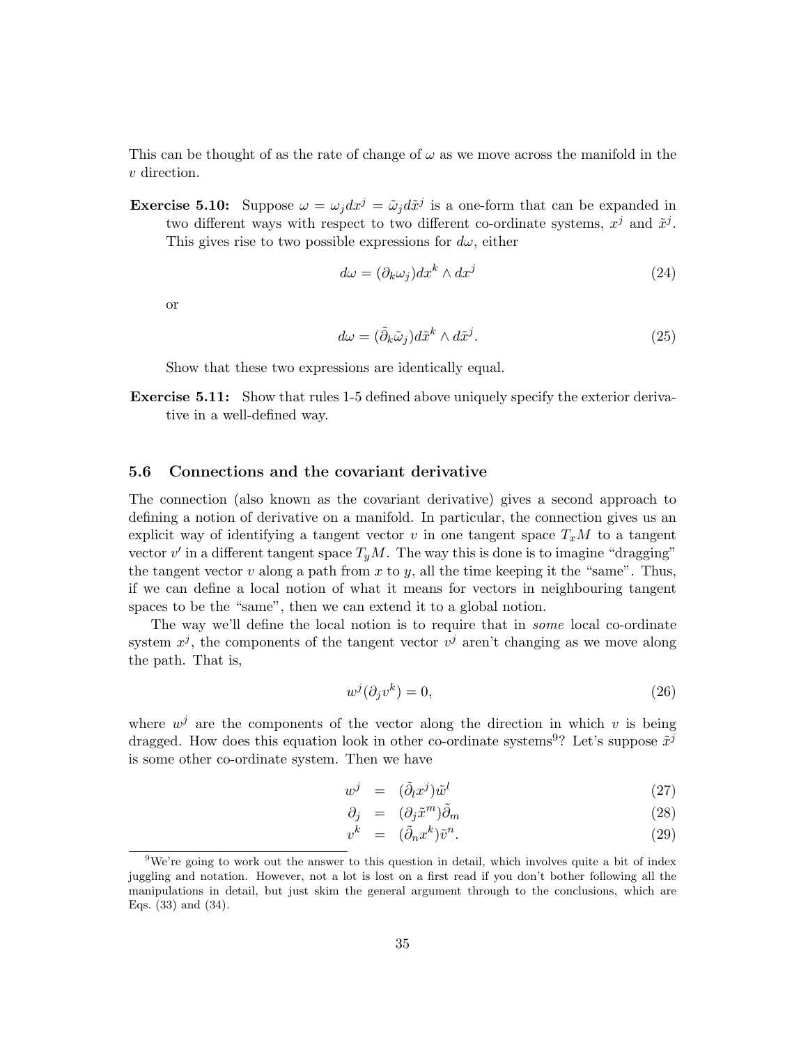This can be thought of as the rate of change of $\omega$ as we move across the manifold in the $v$ direction.

**Exercise 5.10:** Suppose $\omega = \omega_j dx^j = \tilde{\omega}_j d\tilde{x}^j$ is a one-form that can be expanded in two different ways with respect to two different co-ordinate systems, $x^j$ and $\tilde{x}^j$. This gives rise to two possible expressions for $d\omega$, either

$$d\omega = (\partial_k \omega_j) dx^k \wedge dx^j \tag{24}$$

or

$$d\omega = (\tilde{\partial}_k \tilde{\omega}_j) d\tilde{x}^k \wedge d\tilde{x}^j. \tag{25}$$

Show that these two expressions are identically equal.

**Exercise 5.11:** Show that rules 1-5 defined above uniquely specify the exterior derivative in a well-defined way.

### 5.6 Connections and the covariant derivative

The connection (also known as the covariant derivative) gives a second approach to defining a notion of derivative on a manifold. In particular, the connection gives us an explicit way of identifying a tangent vector $v$ in one tangent space $T_xM$ to a tangent vector $v'$ in a different tangent space $T_yM$. The way this is done is to imagine "dragging" the tangent vector $v$ along a path from $x$ to $y$, all the time keeping it the "same". Thus, if we can define a local notion of what it means for vectors in neighbouring tangent spaces to be the "same", then we can extend it to a global notion.

The way we'll define the local notion is to require that in *some* local co-ordinate system $x^j$, the components of the tangent vector $v^j$ aren't changing as we move along the path. That is,

$$w^j(\partial_j v^k) = 0, \tag{26}$$

where $w^j$ are the components of the vector along the direction in which $v$ is being dragged. How does this equation look in other co-ordinate systems[9]? Let's suppose $\tilde{x}^j$ is some other co-ordinate system. Then we have

$$w^j = (\tilde{\partial}_l x^j)\tilde{w}^l \tag{27}$$

$$\partial_j = (\partial_j \tilde{x}^m)\tilde{\partial}_m \tag{28}$$

$$v^k = (\tilde{\partial}_n x^k)\tilde{v}^n. \tag{29}$$

[9] We're going to work out the answer to this question in detail, which involves quite a bit of index juggling and notation. However, not a lot is lost on a first read if you don't bother following all the manipulations in detail, but just skim the general argument through to the conclusions, which are Eqs. (33) and (34).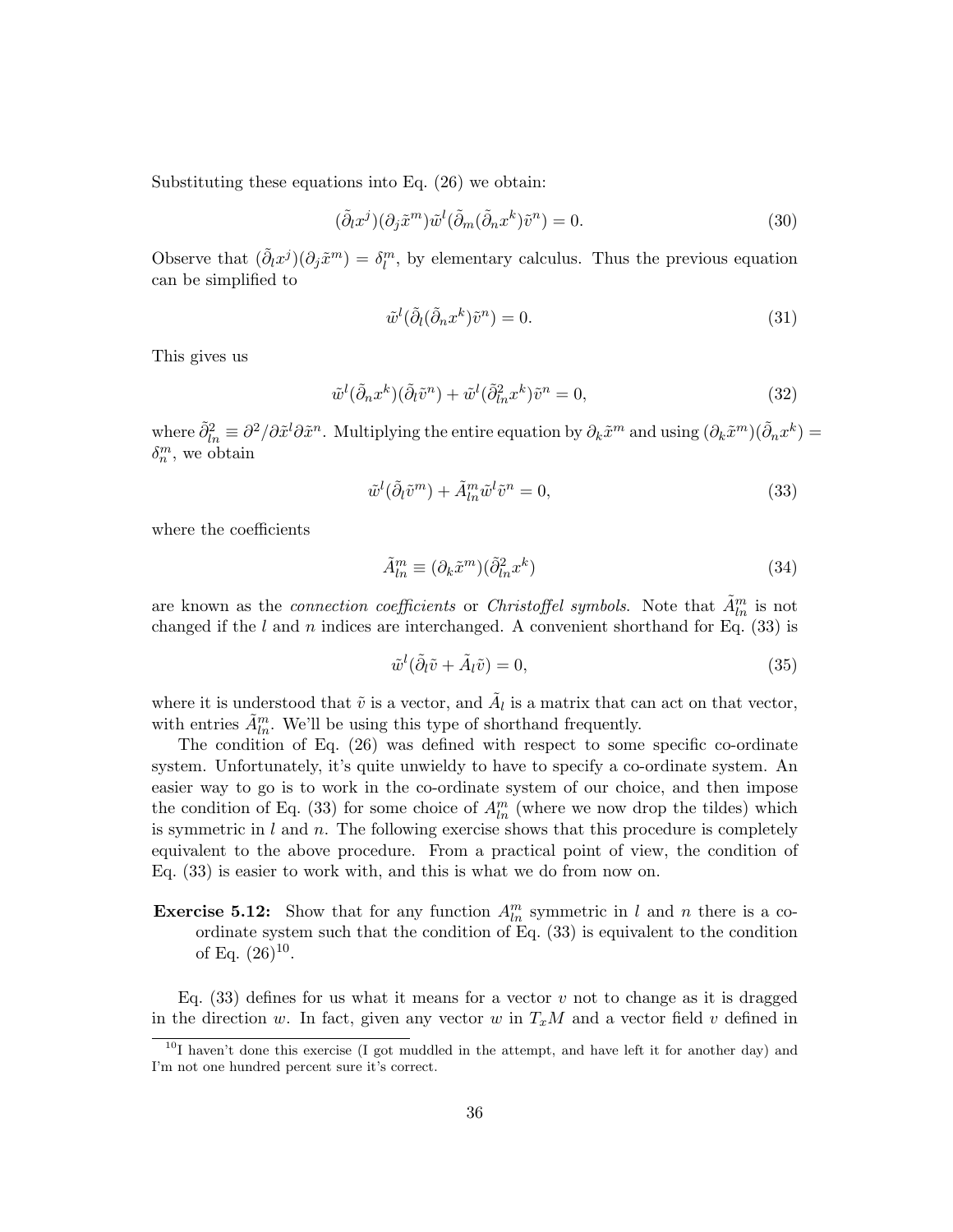Substituting these equations into Eq. (26) we obtain:

$$(\tilde{\partial}_l x^j)(\partial_j \tilde{x}^m)\tilde{w}^l(\tilde{\partial}_m(\tilde{\partial}_n x^k)\tilde{v}^n) = 0. \tag{30}$$

Observe that $(\tilde{\partial}_l x^j)(\partial_j \tilde{x}^m) = \delta_l^m$, by elementary calculus. Thus the previous equation can be simplified to

$$\tilde{w}^l(\tilde{\partial}_l(\tilde{\partial}_n x^k)\tilde{v}^n) = 0. \tag{31}$$

This gives us

$$\tilde{w}^l(\tilde{\partial}_n x^k)(\tilde{\partial}_l \tilde{v}^n) + \tilde{w}^l(\tilde{\partial}^2_{ln} x^k)\tilde{v}^n = 0, \tag{32}$$

where $\tilde{\partial}^2_{ln} \equiv \partial^2/\partial\tilde{x}^l\partial\tilde{x}^n$. Multiplying the entire equation by $\partial_k \tilde{x}^m$ and using $(\partial_k \tilde{x}^m)(\tilde{\partial}_n x^k) = \delta_n^m$, we obtain

$$\tilde{w}^l(\tilde{\partial}_l \tilde{v}^m) + \tilde{A}^m_{ln}\tilde{w}^l\tilde{v}^n = 0, \tag{33}$$

where the coefficients

$$\tilde{A}^m_{ln} \equiv (\partial_k \tilde{x}^m)(\tilde{\partial}^2_{ln} x^k) \tag{34}$$

are known as the *connection coefficients* or *Christoffel symbols*. Note that $\tilde{A}^m_{ln}$ is not changed if the $l$ and $n$ indices are interchanged. A convenient shorthand for Eq. (33) is

$$\tilde{w}^l(\tilde{\partial}_l \tilde{v} + \tilde{A}_l \tilde{v}) = 0, \tag{35}$$

where it is understood that $\tilde{v}$ is a vector, and $\tilde{A}_l$ is a matrix that can act on that vector, with entries $\tilde{A}^m_{ln}$. We'll be using this type of shorthand frequently.

The condition of Eq. (26) was defined with respect to some specific co-ordinate system. Unfortunately, it's quite unwieldy to have to specify a co-ordinate system. An easier way to go is to work in the co-ordinate system of our choice, and then impose the condition of Eq. (33) for some choice of $A^m_{ln}$ (where we now drop the tildes) which is symmetric in $l$ and $n$. The following exercise shows that this procedure is completely equivalent to the above procedure. From a practical point of view, the condition of Eq. (33) is easier to work with, and this is what we do from now on.

**Exercise 5.12:** Show that for any function $A^m_{ln}$ symmetric in $l$ and $n$ there is a co-ordinate system such that the condition of Eq. (33) is equivalent to the condition of Eq. (26)[10].

Eq. (33) defines for us what it means for a vector $v$ not to change as it is dragged in the direction $w$. In fact, given any vector $w$ in $T_xM$ and a vector field $v$ defined in

[10] I haven't done this exercise (I got muddled in the attempt, and have left it for another day) and I'm not one hundred percent sure it's correct.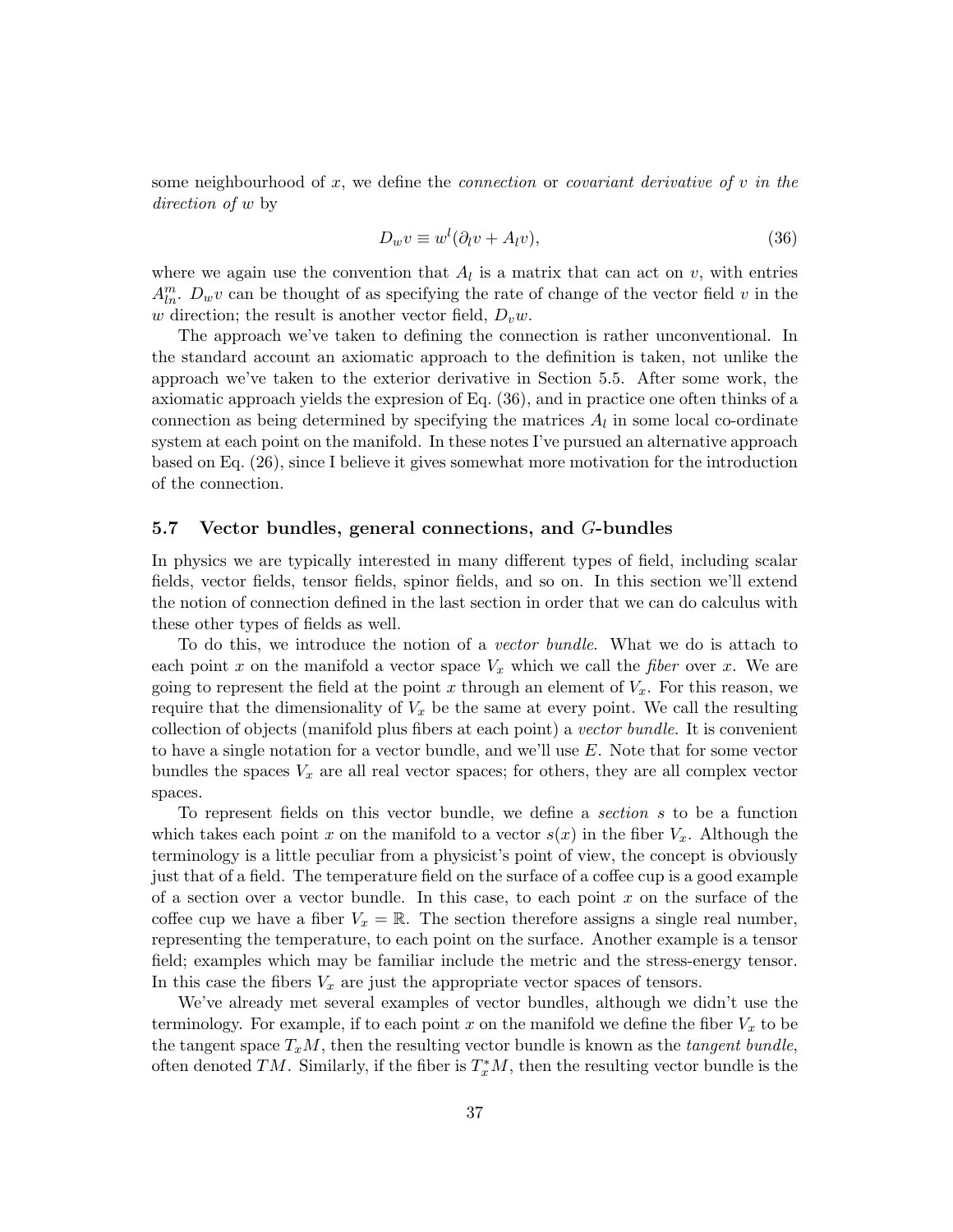some neighbourhood of $x$, we define the *connection* or *covariant derivative of $v$ in the direction of $w$* by

$$D_w v \equiv w^l(\partial_l v + A_l v), \tag{36}$$

where we again use the convention that $A_l$ is a matrix that can act on $v$, with entries $A^m_{ln}$. $D_w v$ can be thought of as specifying the rate of change of the vector field $v$ in the $w$ direction; the result is another vector field, $D_v w$.

The approach we've taken to defining the connection is rather unconventional. In the standard account an axiomatic approach to the definition is taken, not unlike the approach we've taken to the exterior derivative in Section 5.5. After some work, the axiomatic approach yields the expresion of Eq. (36), and in practice one often thinks of a connection as being determined by specifying the matrices $A_l$ in some local co-ordinate system at each point on the manifold. In these notes I've pursued an alternative approach based on Eq. (26), since I believe it gives somewhat more motivation for the introduction of the connection.

### 5.7 Vector bundles, general connections, and $G$-bundles

In physics we are typically interested in many different types of field, including scalar fields, vector fields, tensor fields, spinor fields, and so on. In this section we'll extend the notion of connection defined in the last section in order that we can do calculus with these other types of fields as well.

To do this, we introduce the notion of a *vector bundle*. What we do is attach to each point $x$ on the manifold a vector space $V_x$ which we call the *fiber* over $x$. We are going to represent the field at the point $x$ through an element of $V_x$. For this reason, we require that the dimensionality of $V_x$ be the same at every point. We call the resulting collection of objects (manifold plus fibers at each point) a *vector bundle*. It is convenient to have a single notation for a vector bundle, and we'll use $E$. Note that for some vector bundles the spaces $V_x$ are all real vector spaces; for others, they are all complex vector spaces.

To represent fields on this vector bundle, we define a *section* $s$ to be a function which takes each point $x$ on the manifold to a vector $s(x)$ in the fiber $V_x$. Although the terminology is a little peculiar from a physicist's point of view, the concept is obviously just that of a field. The temperature field on the surface of a coffee cup is a good example of a section over a vector bundle. In this case, to each point $x$ on the surface of the coffee cup we have a fiber $V_x = \mathbb{R}$. The section therefore assigns a single real number, representing the temperature, to each point on the surface. Another example is a tensor field; examples which may be familiar include the metric and the stress-energy tensor. In this case the fibers $V_x$ are just the appropriate vector spaces of tensors.

We've already met several examples of vector bundles, although we didn't use the terminology. For example, if to each point $x$ on the manifold we define the fiber $V_x$ to be the tangent space $T_xM$, then the resulting vector bundle is known as the *tangent bundle*, often denoted $TM$. Similarly, if the fiber is $T^*_xM$, then the resulting vector bundle is the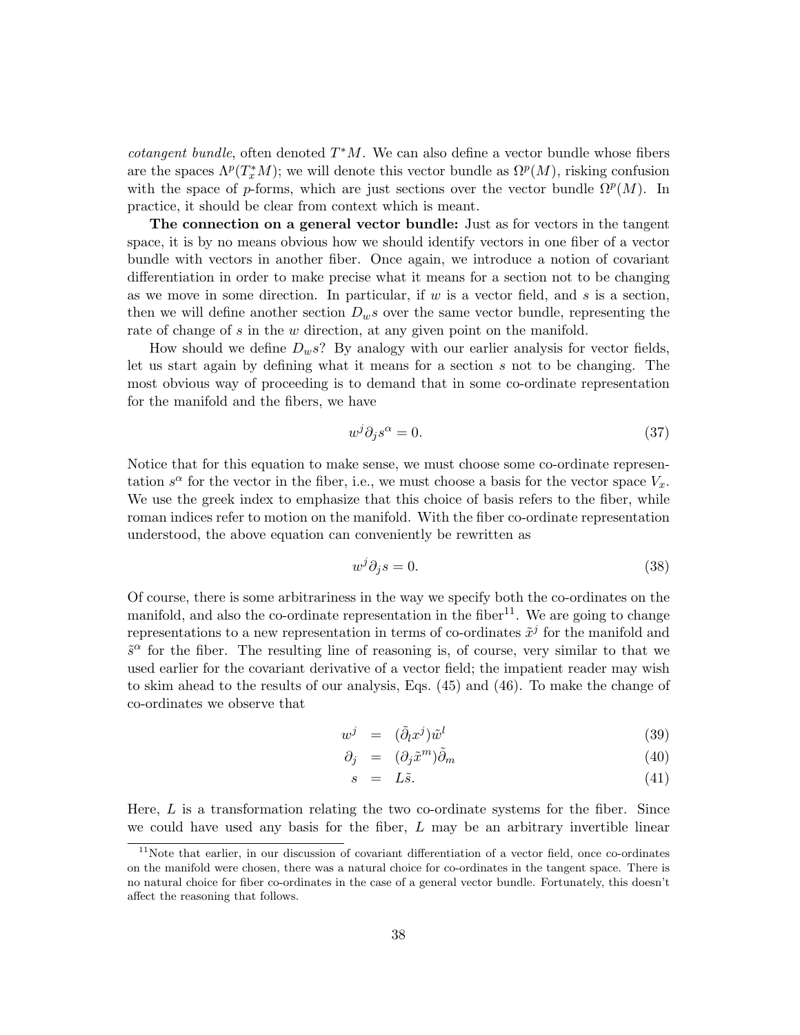*cotangent bundle*, often denoted $T^*M$. We can also define a vector bundle whose fibers are the spaces $\Lambda^p(T_x^*M)$; we will denote this vector bundle as $\Omega^p(M)$, risking confusion with the space of $p$-forms, which are just sections over the vector bundle $\Omega^p(M)$. In practice, it should be clear from context which is meant.

**The connection on a general vector bundle:** Just as for vectors in the tangent space, it is by no means obvious how we should identify vectors in one fiber of a vector bundle with vectors in another fiber. Once again, we introduce a notion of covariant differentiation in order to make precise what it means for a section not to be changing as we move in some direction. In particular, if $w$ is a vector field, and $s$ is a section, then we will define another section $D_w s$ over the same vector bundle, representing the rate of change of $s$ in the $w$ direction, at any given point on the manifold.

How should we define $D_w s$? By analogy with our earlier analysis for vector fields, let us start again by defining what it means for a section $s$ not to be changing. The most obvious way of proceeding is to demand that in some co-ordinate representation for the manifold and the fibers, we have

$$w^j \partial_j s^\alpha = 0. \tag{37}$$

Notice that for this equation to make sense, we must choose some co-ordinate representation $s^\alpha$ for the vector in the fiber, i.e., we must choose a basis for the vector space $V_x$. We use the greek index to emphasize that this choice of basis refers to the fiber, while roman indices refer to motion on the manifold. With the fiber co-ordinate representation understood, the above equation can conveniently be rewritten as

$$w^j \partial_j s = 0. \tag{38}$$

Of course, there is some arbitrariness in the way we specify both the co-ordinates on the manifold, and also the co-ordinate representation in the fiber[11]. We are going to change representations to a new representation in terms of co-ordinates $\tilde{x}^j$ for the manifold and $\tilde{s}^\alpha$ for the fiber. The resulting line of reasoning is, of course, very similar to that we used earlier for the covariant derivative of a vector field; the impatient reader may wish to skim ahead to the results of our analysis, Eqs. (45) and (46). To make the change of co-ordinates we observe that

$$w^j = (\tilde{\partial}_l x^j)\tilde{w}^l \tag{39}$$

$$\partial_j = (\partial_j \tilde{x}^m)\tilde{\partial}_m \tag{40}$$

$$s = L\tilde{s}. \tag{41}$$

Here, $L$ is a transformation relating the two co-ordinate systems for the fiber. Since we could have used any basis for the fiber, $L$ may be an arbitrary invertible linear

[11] Note that earlier, in our discussion of covariant differentiation of a vector field, once co-ordinates on the manifold were chosen, there was a natural choice for co-ordinates in the tangent space. There is no natural choice for fiber co-ordinates in the case of a general vector bundle. Fortunately, this doesn't affect the reasoning that follows.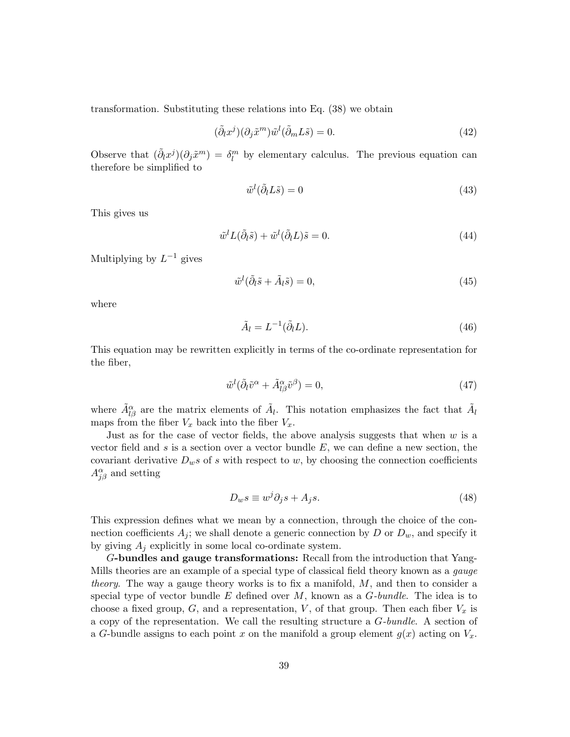transformation. Substituting these relations into Eq. (38) we obtain

$$(\tilde{\partial}_l x^j)(\partial_j \tilde{x}^m)\tilde{w}^l(\tilde{\partial}_m L\tilde{s}) = 0. \tag{42}$$

Observe that $(\tilde{\partial}_l x^j)(\partial_j \tilde{x}^m) = \delta_l^m$ by elementary calculus. The previous equation can therefore be simplified to

$$\tilde{w}^l(\tilde{\partial}_l L\tilde{s}) = 0 \tag{43}$$

This gives us

$$\tilde{w}^l L(\tilde{\partial}_l \tilde{s}) + \tilde{w}^l(\tilde{\partial}_l L)\tilde{s} = 0. \tag{44}$$

Multiplying by $L^{-1}$ gives

$$\tilde{w}^l(\tilde{\partial}_l \tilde{s} + \tilde{A}_l \tilde{s}) = 0, \tag{45}$$

where

$$\tilde{A}_l = L^{-1}(\tilde{\partial}_l L). \tag{46}$$

This equation may be rewritten explicitly in terms of the co-ordinate representation for the fiber,

$$\tilde{w}^l(\tilde{\partial}_l \tilde{v}^\alpha + \tilde{A}^\alpha_{l\beta}\tilde{v}^\beta) = 0, \tag{47}$$

where $\tilde{A}^\alpha_{l\beta}$ are the matrix elements of $\tilde{A}_l$. This notation emphasizes the fact that $\tilde{A}_l$ maps from the fiber $V_x$ back into the fiber $V_x$.

Just as for the case of vector fields, the above analysis suggests that when $w$ is a vector field and $s$ is a section over a vector bundle $E$, we can define a new section, the covariant derivative $D_w s$ of $s$ with respect to $w$, by choosing the connection coefficients $A^\alpha_{j\beta}$ and setting

$$D_w s \equiv w^j \partial_j s + A_j s. \tag{48}$$

This expression defines what we mean by a connection, through the choice of the connection coefficients $A_j$; we shall denote a generic connection by $D$ or $D_w$, and specify it by giving $A_j$ explicitly in some local co-ordinate system.

***G*-bundles and gauge transformations:** Recall from the introduction that Yang-Mills theories are an example of a special type of classical field theory known as a *gauge theory*. The way a gauge theory works is to fix a manifold, $M$, and then to consider a special type of vector bundle $E$ defined over $M$, known as a *G-bundle*. The idea is to choose a fixed group, $G$, and a representation, $V$, of that group. Then each fiber $V_x$ is a copy of the representation. We call the resulting structure a *G-bundle*. A section of a $G$-bundle assigns to each point $x$ on the manifold a group element $g(x)$ acting on $V_x$.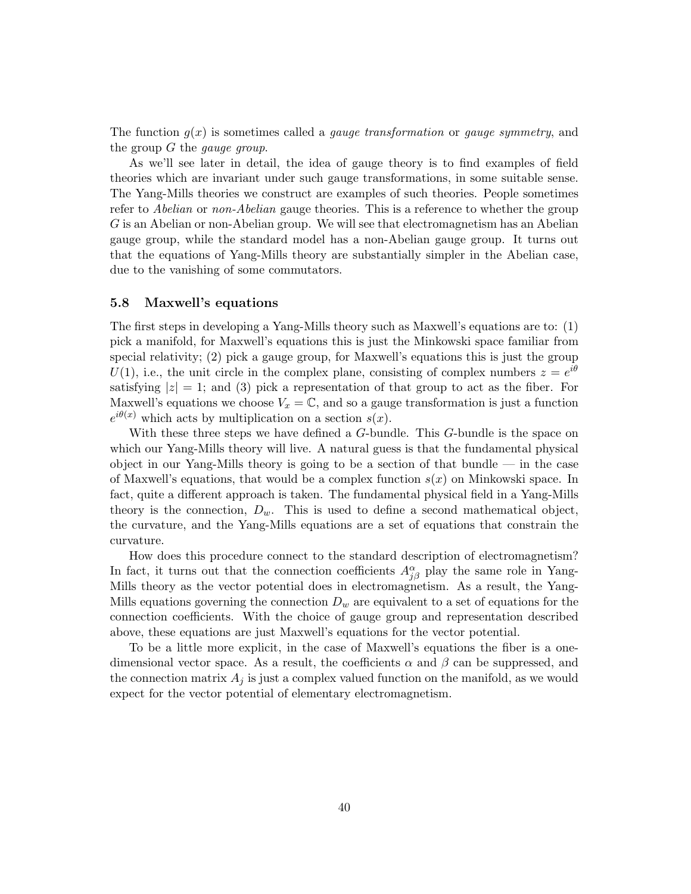The function $g(x)$ is sometimes called a *gauge transformation* or *gauge symmetry*, and the group $G$ the *gauge group*.

As we'll see later in detail, the idea of gauge theory is to find examples of field theories which are invariant under such gauge transformations, in some suitable sense. The Yang-Mills theories we construct are examples of such theories. People sometimes refer to *Abelian* or *non-Abelian* gauge theories. This is a reference to whether the group $G$ is an Abelian or non-Abelian group. We will see that electromagnetism has an Abelian gauge group, while the standard model has a non-Abelian gauge group. It turns out that the equations of Yang-Mills theory are substantially simpler in the Abelian case, due to the vanishing of some commutators.

### 5.8 Maxwell's equations

The first steps in developing a Yang-Mills theory such as Maxwell's equations are to: (1) pick a manifold, for Maxwell's equations this is just the Minkowski space familiar from special relativity; (2) pick a gauge group, for Maxwell's equations this is just the group $U(1)$, i.e., the unit circle in the complex plane, consisting of complex numbers $z = e^{i\theta}$ satisfying $|z| = 1$; and (3) pick a representation of that group to act as the fiber. For Maxwell's equations we choose $V_x = \mathbb{C}$, and so a gauge transformation is just a function $e^{i\theta(x)}$ which acts by multiplication on a section $s(x)$.

With these three steps we have defined a $G$-bundle. This $G$-bundle is the space on which our Yang-Mills theory will live. A natural guess is that the fundamental physical object in our Yang-Mills theory is going to be a section of that bundle — in the case of Maxwell's equations, that would be a complex function $s(x)$ on Minkowski space. In fact, quite a different approach is taken. The fundamental physical field in a Yang-Mills theory is the connection, $D_w$. This is used to define a second mathematical object, the curvature, and the Yang-Mills equations are a set of equations that constrain the curvature.

How does this procedure connect to the standard description of electromagnetism? In fact, it turns out that the connection coefficients $A^\alpha_{j\beta}$ play the same role in Yang-Mills theory as the vector potential does in electromagnetism. As a result, the Yang-Mills equations governing the connection $D_w$ are equivalent to a set of equations for the connection coefficients. With the choice of gauge group and representation described above, these equations are just Maxwell's equations for the vector potential.

To be a little more explicit, in the case of Maxwell's equations the fiber is a one-dimensional vector space. As a result, the coefficients $\alpha$ and $\beta$ can be suppressed, and the connection matrix $A_j$ is just a complex valued function on the manifold, as we would expect for the vector potential of elementary electromagnetism.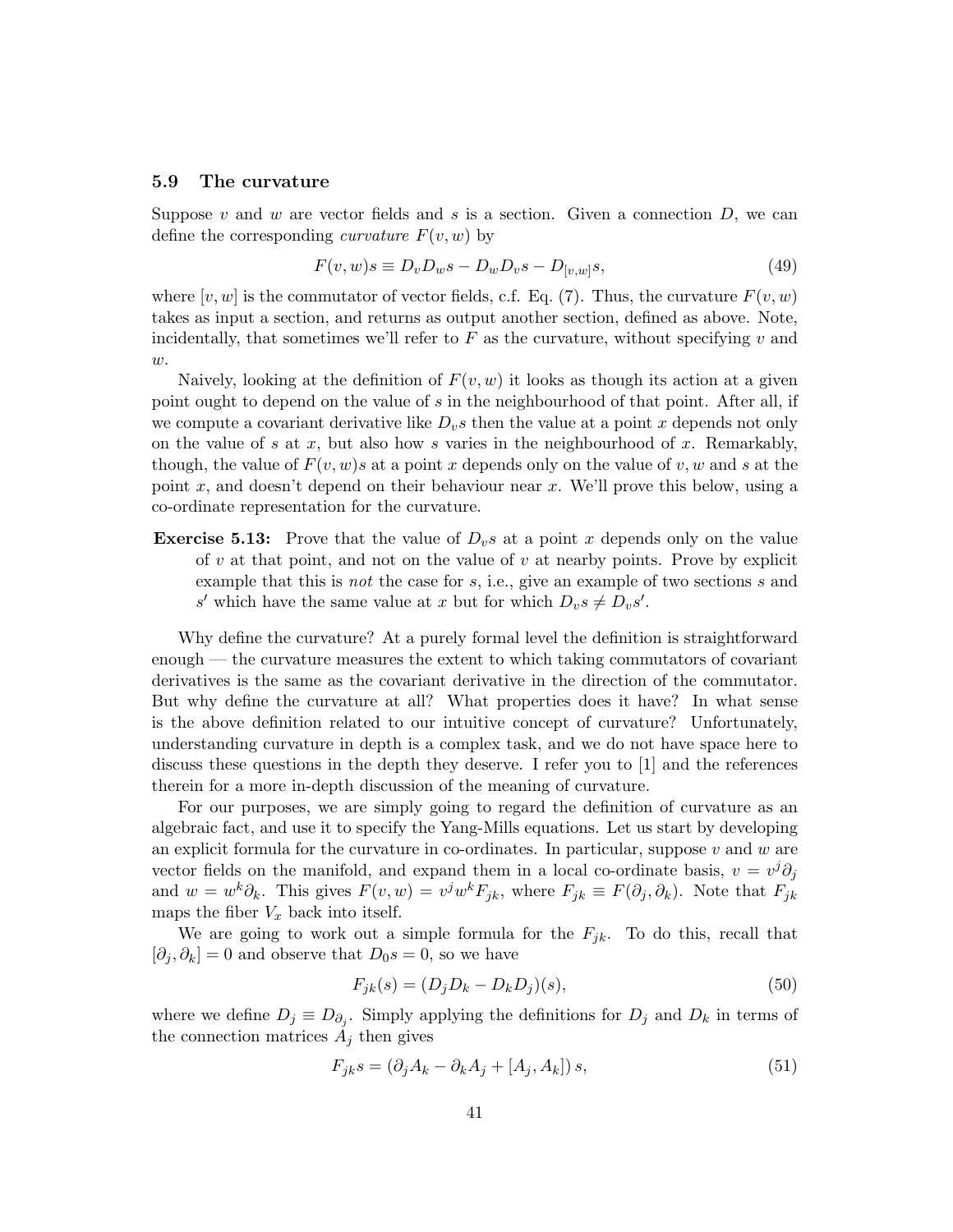### 5.9 The curvature

Suppose $v$ and $w$ are vector fields and $s$ is a section. Given a connection $D$, we can define the corresponding *curvature* $F(v, w)$ by

$$F(v, w)s \equiv D_v D_w s - D_w D_v s - D_{[v,w]} s, \tag{49}$$

where $[v, w]$ is the commutator of vector fields, c.f. Eq. (7). Thus, the curvature $F(v, w)$ takes as input a section, and returns as output another section, defined as above. Note, incidentally, that sometimes we'll refer to $F$ as the curvature, without specifying $v$ and $w$.

Naively, looking at the definition of $F(v, w)$ it looks as though its action at a given point ought to depend on the value of $s$ in the neighbourhood of that point. After all, if we compute a covariant derivative like $D_v s$ then the value at a point $x$ depends not only on the value of $s$ at $x$, but also how $s$ varies in the neighbourhood of $x$. Remarkably, though, the value of $F(v, w)s$ at a point $x$ depends only on the value of $v, w$ and $s$ at the point $x$, and doesn't depend on their behaviour near $x$. We'll prove this below, using a co-ordinate representation for the curvature.

**Exercise 5.13:** Prove that the value of $D_v s$ at a point $x$ depends only on the value of $v$ at that point, and not on the value of $v$ at nearby points. Prove by explicit example that this is *not* the case for $s$, i.e., give an example of two sections $s$ and $s'$ which have the same value at $x$ but for which $D_v s \neq D_v s'$.

Why define the curvature? At a purely formal level the definition is straightforward enough — the curvature measures the extent to which taking commutators of covariant derivatives is the same as the covariant derivative in the direction of the commutator. But why define the curvature at all? What properties does it have? In what sense is the above definition related to our intuitive concept of curvature? Unfortunately, understanding curvature in depth is a complex task, and we do not have space here to discuss these questions in the depth they deserve. I refer you to [1] and the references therein for a more in-depth discussion of the meaning of curvature.

For our purposes, we are simply going to regard the definition of curvature as an algebraic fact, and use it to specify the Yang-Mills equations. Let us start by developing an explicit formula for the curvature in co-ordinates. In particular, suppose $v$ and $w$ are vector fields on the manifold, and expand them in a local co-ordinate basis, $v = v^j \partial_j$ and $w = w^k \partial_k$. This gives $F(v, w) = v^j w^k F_{jk}$, where $F_{jk} \equiv F(\partial_j, \partial_k)$. Note that $F_{jk}$ maps the fiber $V_x$ back into itself.

We are going to work out a simple formula for the $F_{jk}$. To do this, recall that $[\partial_j, \partial_k] = 0$ and observe that $D_0 s = 0$, so we have

$$F_{jk}(s) = (D_j D_k - D_k D_j)(s), \tag{50}$$

where we define $D_j \equiv D_{\partial_j}$. Simply applying the definitions for $D_j$ and $D_k$ in terms of the connection matrices $A_j$ then gives

$$F_{jk} s = (\partial_j A_k - \partial_k A_j + [A_j, A_k])\, s, \tag{51}$$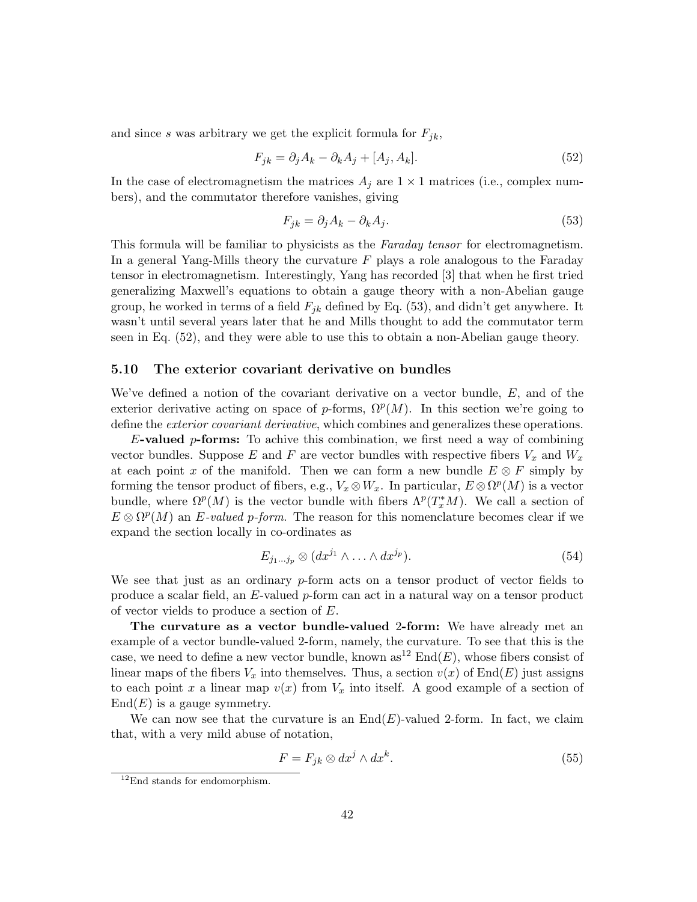and since $s$ was arbitrary we get the explicit formula for $F_{jk}$,

$$F_{jk} = \partial_j A_k - \partial_k A_j + [A_j, A_k]. \tag{52}$$

In the case of electromagnetism the matrices $A_j$ are $1 \times 1$ matrices (i.e., complex numbers), and the commutator therefore vanishes, giving

$$F_{jk} = \partial_j A_k - \partial_k A_j. \tag{53}$$

This formula will be familiar to physicists as the *Faraday tensor* for electromagnetism. In a general Yang-Mills theory the curvature $F$ plays a role analogous to the Faraday tensor in electromagnetism. Interestingly, Yang has recorded [3] that when he first tried generalizing Maxwell's equations to obtain a gauge theory with a non-Abelian gauge group, he worked in terms of a field $F_{jk}$ defined by Eq. (53), and didn't get anywhere. It wasn't until several years later that he and Mills thought to add the commutator term seen in Eq. (52), and they were able to use this to obtain a non-Abelian gauge theory.

### 5.10 The exterior covariant derivative on bundles

We've defined a notion of the covariant derivative on a vector bundle, $E$, and of the exterior derivative acting on space of $p$-forms, $\Omega^p(M)$. In this section we're going to define the *exterior covariant derivative*, which combines and generalizes these operations.

**$E$-valued $p$-forms:** To achive this combination, we first need a way of combining vector bundles. Suppose $E$ and $F$ are vector bundles with respective fibers $V_x$ and $W_x$ at each point $x$ of the manifold. Then we can form a new bundle $E \otimes F$ simply by forming the tensor product of fibers, e.g., $V_x \otimes W_x$. In particular, $E \otimes \Omega^p(M)$ is a vector bundle, where $\Omega^p(M)$ is the vector bundle with fibers $\Lambda^p(T_x^* M)$. We call a section of $E \otimes \Omega^p(M)$ an *$E$-valued $p$-form.* The reason for this nomenclature becomes clear if we expand the section locally in co-ordinates as

$$E_{j_1 \ldots j_p} \otimes (dx^{j_1} \wedge \ldots \wedge dx^{j_p}). \tag{54}$$

We see that just as an ordinary $p$-form acts on a tensor product of vector fields to produce a scalar field, an $E$-valued $p$-form can act in a natural way on a tensor product of vector vields to produce a section of $E$.

**The curvature as a vector bundle-valued 2-form:** We have already met an example of a vector bundle-valued 2-form, namely, the curvature. To see that this is the case, we need to define a new vector bundle, known as[12] $\text{End}(E)$, whose fibers consist of linear maps of the fibers $V_x$ into themselves. Thus, a section $v(x)$ of $\text{End}(E)$ just assigns to each point $x$ a linear map $v(x)$ from $V_x$ into itself. A good example of a section of $\text{End}(E)$ is a gauge symmetry.

We can now see that the curvature is an $\text{End}(E)$-valued 2-form. In fact, we claim that, with a very mild abuse of notation,

$$F = F_{jk} \otimes dx^j \wedge dx^k. \tag{55}$$

[12] End stands for endomorphism.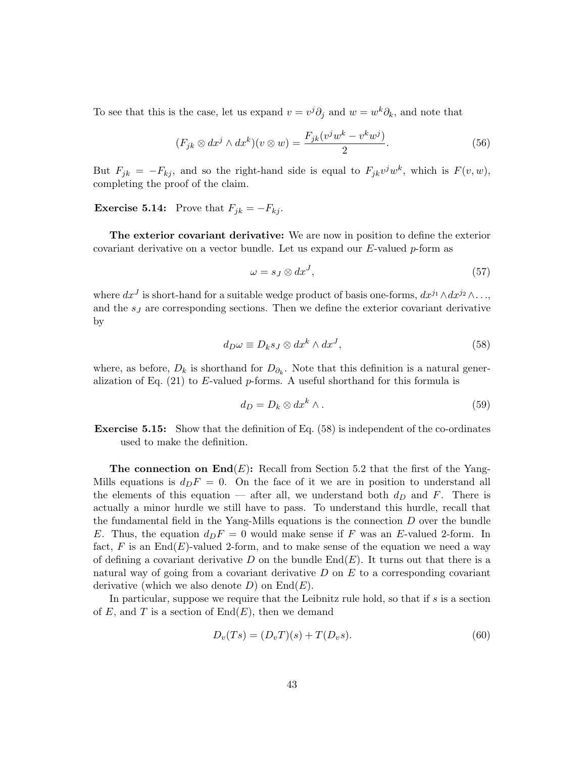To see that this is the case, let us expand $v = v^j \partial_j$ and $w = w^k \partial_k$, and note that

$$(F_{jk} \otimes dx^j \wedge dx^k)(v \otimes w) = \frac{F_{jk}(v^j w^k - v^k w^j)}{2}. \tag{56}$$

But $F_{jk} = -F_{kj}$, and so the right-hand side is equal to $F_{jk} v^j w^k$, which is $F(v, w)$, completing the proof of the claim.

**Exercise 5.14:** Prove that $F_{jk} = -F_{kj}$.

**The exterior covariant derivative:** We are now in position to define the exterior covariant derivative on a vector bundle. Let us expand our $E$-valued $p$-form as

$$\omega = s_J \otimes dx^J, \tag{57}$$

where $dx^J$ is short-hand for a suitable wedge product of basis one-forms, $dx^{j_1} \wedge dx^{j_2} \wedge \ldots$, and the $s_J$ are corresponding sections. Then we define the exterior covariant derivative by

$$d_D \omega \equiv D_k s_J \otimes dx^k \wedge dx^J, \tag{58}$$

where, as before, $D_k$ is shorthand for $D_{\partial_k}$. Note that this definition is a natural generalization of Eq. (21) to $E$-valued $p$-forms. A useful shorthand for this formula is

$$d_D = D_k \otimes dx^k \wedge . \tag{59}$$

**Exercise 5.15:** Show that the definition of Eq. (58) is independent of the co-ordinates used to make the definition.

**The connection on End$(E)$:** Recall from Section 5.2 that the first of the Yang-Mills equations is $d_D F = 0$. On the face of it we are in position to understand all the elements of this equation — after all, we understand both $d_D$ and $F$. There is actually a minor hurdle we still have to pass. To understand this hurdle, recall that the fundamental field in the Yang-Mills equations is the connection $D$ over the bundle $E$. Thus, the equation $d_D F = 0$ would make sense if $F$ was an $E$-valued 2-form. In fact, $F$ is an End$(E)$-valued 2-form, and to make sense of the equation we need a way of defining a covariant derivative $D$ on the bundle End$(E)$. It turns out that there is a natural way of going from a covariant derivative $D$ on $E$ to a corresponding covariant derivative (which we also denote $D$) on End$(E)$.

In particular, suppose we require that the Leibnitz rule hold, so that if $s$ is a section of $E$, and $T$ is a section of End$(E)$, then we demand

$$D_v(Ts) = (D_v T)(s) + T(D_v s). \tag{60}$$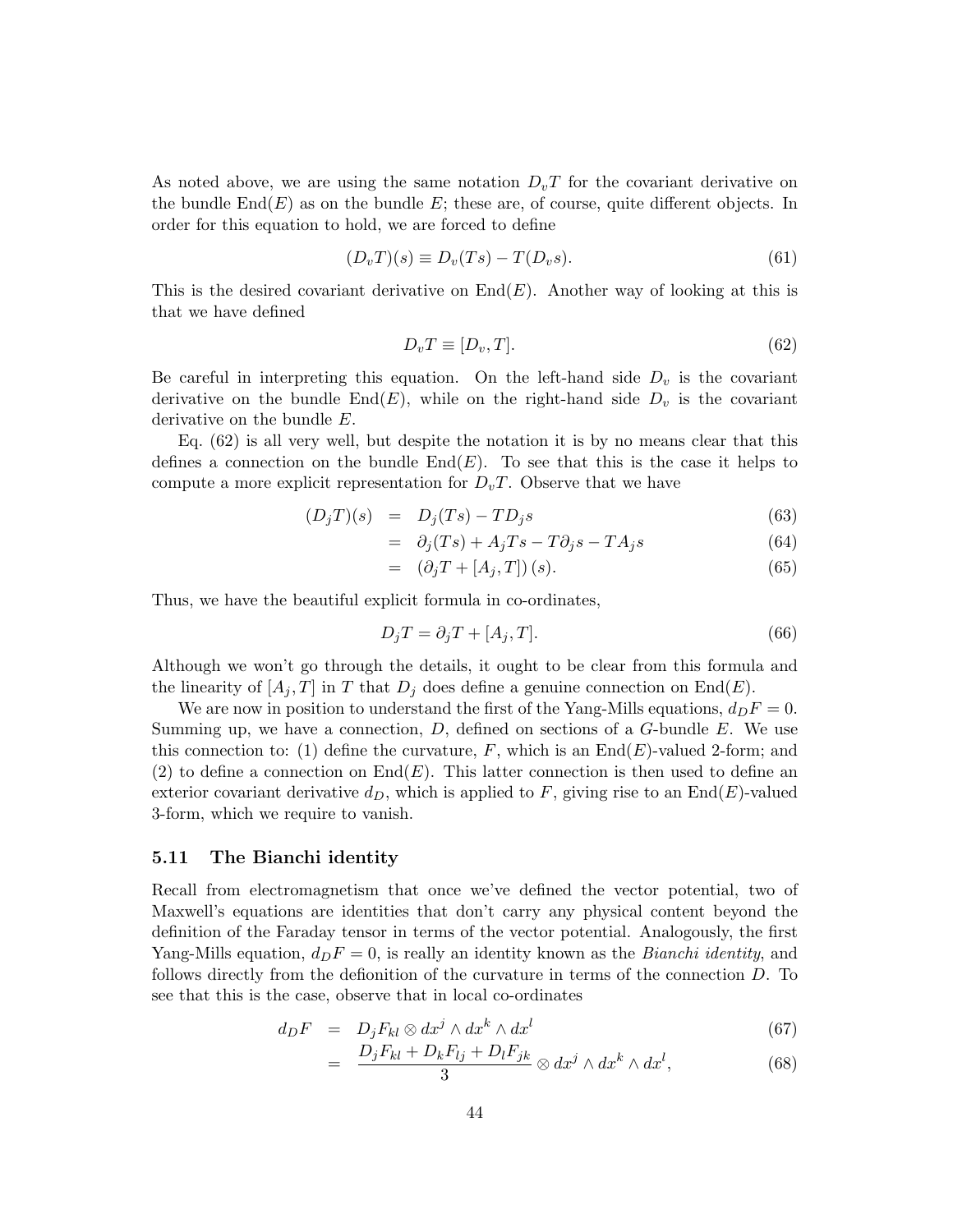As noted above, we are using the same notation $D_v T$ for the covariant derivative on the bundle $\mathrm{End}(E)$ as on the bundle $E$; these are, of course, quite different objects. In order for this equation to hold, we are forced to define

$$(D_v T)(s) \equiv D_v(Ts) - T(D_v s). \tag{61}$$

This is the desired covariant derivative on $\mathrm{End}(E)$. Another way of looking at this is that we have defined

$$D_v T \equiv [D_v, T]. \tag{62}$$

Be careful in interpreting this equation. On the left-hand side $D_v$ is the covariant derivative on the bundle $\mathrm{End}(E)$, while on the right-hand side $D_v$ is the covariant derivative on the bundle $E$.

Eq. (62) is all very well, but despite the notation it is by no means clear that this defines a connection on the bundle $\mathrm{End}(E)$. To see that this is the case it helps to compute a more explicit representation for $D_v T$. Observe that we have

$$\begin{aligned}
(D_j T)(s) &= D_j(Ts) - T D_j s &(63)\\
&= \partial_j(Ts) + A_j T s - T\partial_j s - T A_j s &(64)\\
&= \left(\partial_j T + [A_j, T]\right)(s). &(65)
\end{aligned}$$

Thus, we have the beautiful explicit formula in co-ordinates,

$$D_j T = \partial_j T + [A_j, T]. \tag{66}$$

Although we won't go through the details, it ought to be clear from this formula and the linearity of $[A_j, T]$ in $T$ that $D_j$ does define a genuine connection on $\mathrm{End}(E)$.

We are now in position to understand the first of the Yang-Mills equations, $d_D F = 0$. Summing up, we have a connection, $D$, defined on sections of a $G$-bundle $E$. We use this connection to: (1) define the curvature, $F$, which is an $\mathrm{End}(E)$-valued 2-form; and (2) to define a connection on $\mathrm{End}(E)$. This latter connection is then used to define an exterior covariant derivative $d_D$, which is applied to $F$, giving rise to an $\mathrm{End}(E)$-valued 3-form, which we require to vanish.

### 5.11 The Bianchi identity

Recall from electromagnetism that once we've defined the vector potential, two of Maxwell's equations are identities that don't carry any physical content beyond the definition of the Faraday tensor in terms of the vector potential. Analogously, the first Yang-Mills equation, $d_D F = 0$, is really an identity known as the *Bianchi identity*, and follows directly from the defionition of the curvature in terms of the connection $D$. To see that this is the case, observe that in local co-ordinates

$$\begin{aligned}
d_D F &= D_j F_{kl} \otimes dx^j \wedge dx^k \wedge dx^l &(67)\\
&= \frac{D_j F_{kl} + D_k F_{lj} + D_l F_{jk}}{3} \otimes dx^j \wedge dx^k \wedge dx^l, &(68)
\end{aligned}$$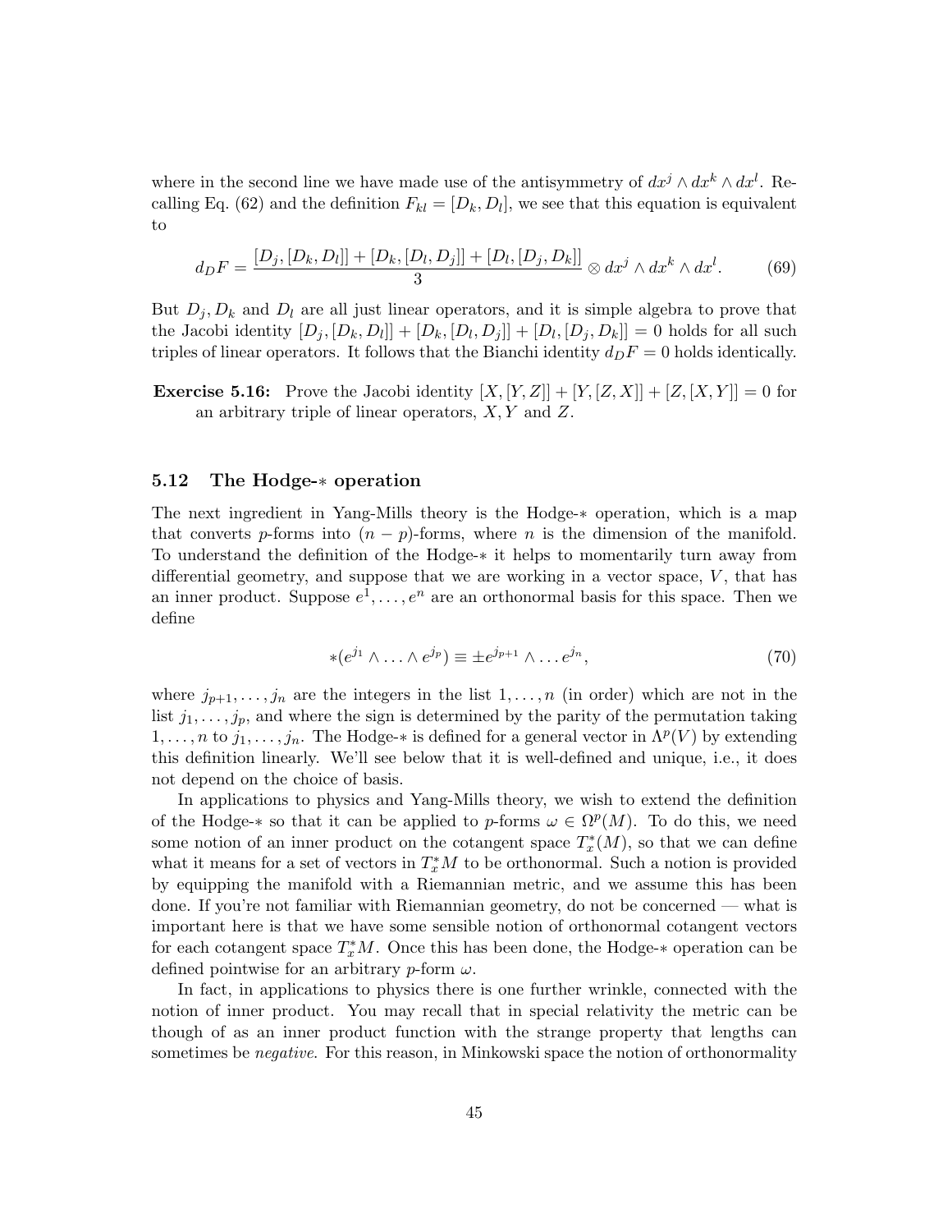where in the second line we have made use of the antisymmetry of $dx^j \wedge dx^k \wedge dx^l$. Recalling Eq. (62) and the definition $F_{kl} = [D_k, D_l]$, we see that this equation is equivalent to

$$d_D F = \frac{[D_j, [D_k, D_l]] + [D_k, [D_l, D_j]] + [D_l, [D_j, D_k]]}{3} \otimes dx^j \wedge dx^k \wedge dx^l. \tag{69}$$

But $D_j, D_k$ and $D_l$ are all just linear operators, and it is simple algebra to prove that the Jacobi identity $[D_j, [D_k, D_l]] + [D_k, [D_l, D_j]] + [D_l, [D_j, D_k]] = 0$ holds for all such triples of linear operators. It follows that the Bianchi identity $d_D F = 0$ holds identically.

**Exercise 5.16:** Prove the Jacobi identity $[X, [Y, Z]] + [Y, [Z, X]] + [Z, [X, Y]] = 0$ for an arbitrary triple of linear operators, $X, Y$ and $Z$.

### 5.12 The Hodge-$*$ operation

The next ingredient in Yang-Mills theory is the Hodge-$*$ operation, which is a map that converts $p$-forms into $(n-p)$-forms, where $n$ is the dimension of the manifold. To understand the definition of the Hodge-$*$ it helps to momentarily turn away from differential geometry, and suppose that we are working in a vector space, $V$, that has an inner product. Suppose $e^1, \ldots, e^n$ are an orthonormal basis for this space. Then we define

$$*(e^{j_1} \wedge \ldots \wedge e^{j_p}) \equiv \pm e^{j_{p+1}} \wedge \ldots e^{j_n}, \tag{70}$$

where $j_{p+1}, \ldots, j_n$ are the integers in the list $1, \ldots, n$ (in order) which are not in the list $j_1, \ldots, j_p$, and where the sign is determined by the parity of the permutation taking $1, \ldots, n$ to $j_1, \ldots, j_n$. The Hodge-$*$ is defined for a general vector in $\Lambda^p(V)$ by extending this definition linearly. We'll see below that it is well-defined and unique, i.e., it does not depend on the choice of basis.

In applications to physics and Yang-Mills theory, we wish to extend the definition of the Hodge-$*$ so that it can be applied to $p$-forms $\omega \in \Omega^p(M)$. To do this, we need some notion of an inner product on the cotangent space $T_x^*(M)$, so that we can define what it means for a set of vectors in $T_x^*M$ to be orthonormal. Such a notion is provided by equipping the manifold with a Riemannian metric, and we assume this has been done. If you're not familiar with Riemannian geometry, do not be concerned — what is important here is that we have some sensible notion of orthonormal cotangent vectors for each cotangent space $T_x^*M$. Once this has been done, the Hodge-$*$ operation can be defined pointwise for an arbitrary $p$-form $\omega$.

In fact, in applications to physics there is one further wrinkle, connected with the notion of inner product. You may recall that in special relativity the metric can be though of as an inner product function with the strange property that lengths can sometimes be *negative*. For this reason, in Minkowski space the notion of orthonormality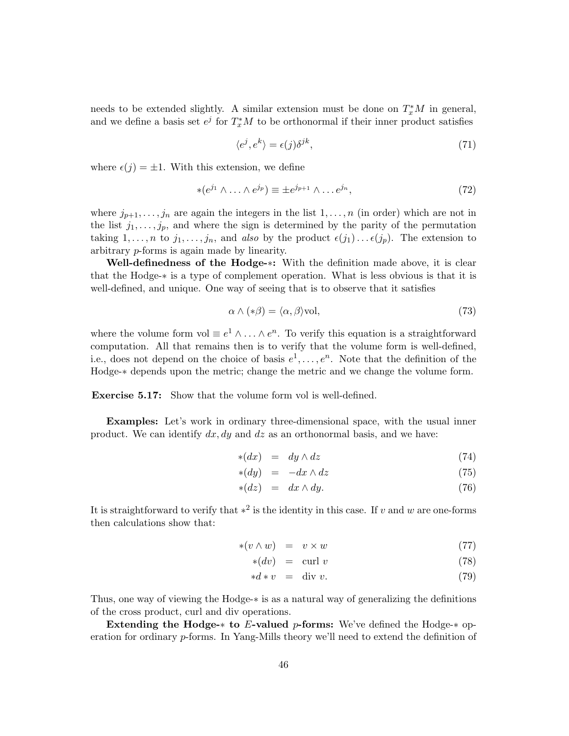needs to be extended slightly. A similar extension must be done on $T_x^*M$ in general, and we define a basis set $e^j$ for $T_x^*M$ to be orthonormal if their inner product satisfies

$$\langle e^j, e^k \rangle = \epsilon(j)\delta^{jk}, \tag{71}$$

where $\epsilon(j) = \pm 1$. With this extension, we define

$$*(e^{j_1} \wedge \ldots \wedge e^{j_p}) \equiv \pm e^{j_{p+1}} \wedge \ldots e^{j_n}, \tag{72}$$

where $j_{p+1}, \ldots, j_n$ are again the integers in the list $1, \ldots, n$ (in order) which are not in the list $j_1, \ldots, j_p$, and where the sign is determined by the parity of the permutation taking $1, \ldots, n$ to $j_1, \ldots, j_n$, and *also* by the product $\epsilon(j_1) \ldots \epsilon(j_p)$. The extension to arbitrary $p$-forms is again made by linearity.

**Well-definedness of the Hodge-$*$:** With the definition made above, it is clear that the Hodge-$*$ is a type of complement operation. What is less obvious is that it is well-defined, and unique. One way of seeing that is to observe that it satisfies

$$\alpha \wedge (*\beta) = \langle \alpha, \beta \rangle \text{vol}, \tag{73}$$

where the volume form $\text{vol} \equiv e^1 \wedge \ldots \wedge e^n$. To verify this equation is a straightforward computation. All that remains then is to verify that the volume form is well-defined, i.e., does not depend on the choice of basis $e^1, \ldots, e^n$. Note that the definition of the Hodge-$*$ depends upon the metric; change the metric and we change the volume form.

**Exercise 5.17:** Show that the volume form vol is well-defined.

**Examples:** Let's work in ordinary three-dimensional space, with the usual inner product. We can identify $dx, dy$ and $dz$ as an orthonormal basis, and we have:

$$*(dx) = dy \wedge dz \tag{74}$$

$$*(dy) = -dx \wedge dz \tag{75}$$

$$*(dz) = dx \wedge dy. \tag{76}$$

It is straightforward to verify that $*^2$ is the identity in this case. If $v$ and $w$ are one-forms then calculations show that:

$$*(v \wedge w) = v \times w \tag{77}$$

$$*(dv) = \text{curl } v \tag{78}$$

$$*d*v = \text{div } v. \tag{79}$$

Thus, one way of viewing the Hodge-$*$ is as a natural way of generalizing the definitions of the cross product, curl and div operations.

**Extending the Hodge-$*$ to $E$-valued $p$-forms:** We've defined the Hodge-$*$ operation for ordinary $p$-forms. In Yang-Mills theory we'll need to extend the definition of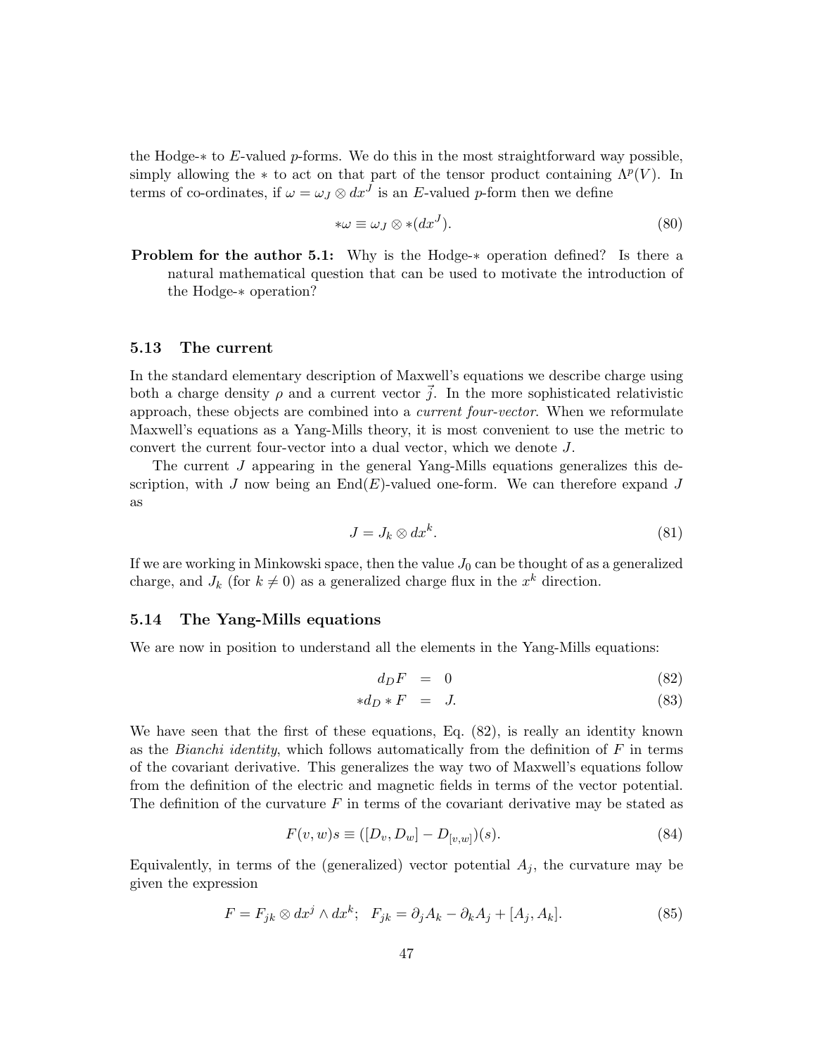the Hodge-$*$ to $E$-valued $p$-forms. We do this in the most straightforward way possible, simply allowing the $*$ to act on that part of the tensor product containing $\Lambda^p(V)$. In terms of co-ordinates, if $\omega = \omega_J \otimes dx^J$ is an $E$-valued $p$-form then we define

$$*\omega \equiv \omega_J \otimes *(dx^J). \tag{80}$$

**Problem for the author 5.1:** Why is the Hodge-$*$ operation defined? Is there a natural mathematical question that can be used to motivate the introduction of the Hodge-$*$ operation?

### 5.13 The current

In the standard elementary description of Maxwell's equations we describe charge using both a charge density $\rho$ and a current vector $\vec{j}$. In the more sophisticated relativistic approach, these objects are combined into a *current four-vector*. When we reformulate Maxwell's equations as a Yang-Mills theory, it is most convenient to use the metric to convert the current four-vector into a dual vector, which we denote $J$.

The current $J$ appearing in the general Yang-Mills equations generalizes this description, with $J$ now being an $\text{End}(E)$-valued one-form. We can therefore expand $J$ as

$$J = J_k \otimes dx^k. \tag{81}$$

If we are working in Minkowski space, then the value $J_0$ can be thought of as a generalized charge, and $J_k$ (for $k \neq 0$) as a generalized charge flux in the $x^k$ direction.

### 5.14 The Yang-Mills equations

We are now in position to understand all the elements in the Yang-Mills equations:

$$d_D F = 0 \tag{82}$$

$$*d_D * F = J. \tag{83}$$

We have seen that the first of these equations, Eq. (82), is really an identity known as the *Bianchi identity*, which follows automatically from the definition of $F$ in terms of the covariant derivative. This generalizes the way two of Maxwell's equations follow from the definition of the electric and magnetic fields in terms of the vector potential. The definition of the curvature $F$ in terms of the covariant derivative may be stated as

$$F(v, w)s \equiv ([D_v, D_w] - D_{[v,w]})(s). \tag{84}$$

Equivalently, in terms of the (generalized) vector potential $A_j$, the curvature may be given the expression

$$F = F_{jk} \otimes dx^j \wedge dx^k; \quad F_{jk} = \partial_j A_k - \partial_k A_j + [A_j, A_k]. \tag{85}$$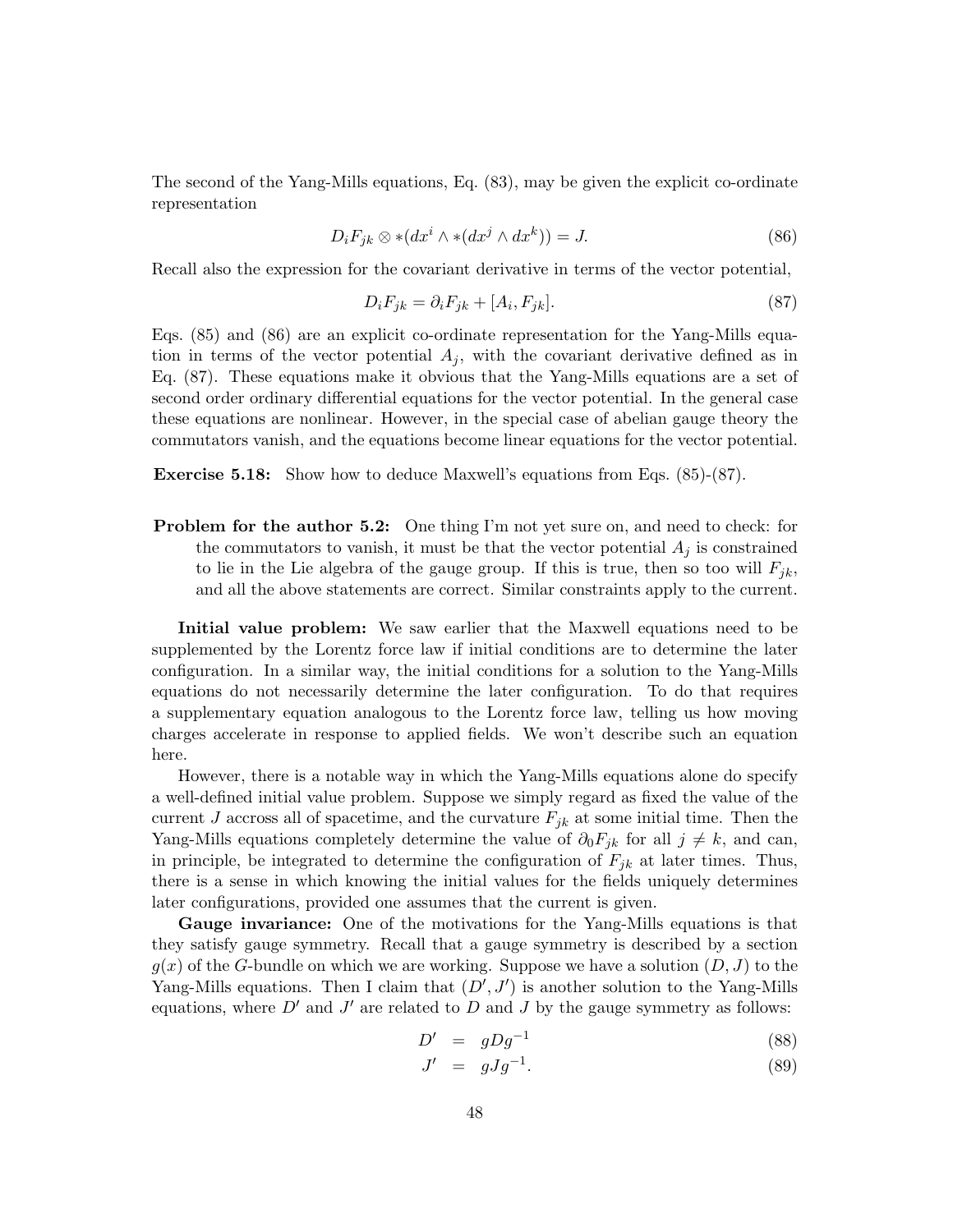The second of the Yang-Mills equations, Eq. (83), may be given the explicit co-ordinate representation

$$D_i F_{jk} \otimes *(dx^i \wedge *(dx^j \wedge dx^k)) = J. \tag{86}$$

Recall also the expression for the covariant derivative in terms of the vector potential,

$$D_i F_{jk} = \partial_i F_{jk} + [A_i, F_{jk}]. \tag{87}$$

Eqs. (85) and (86) are an explicit co-ordinate representation for the Yang-Mills equation in terms of the vector potential $A_j$, with the covariant derivative defined as in Eq. (87). These equations make it obvious that the Yang-Mills equations are a set of second order ordinary differential equations for the vector potential. In the general case these equations are nonlinear. However, in the special case of abelian gauge theory the commutators vanish, and the equations become linear equations for the vector potential.

**Exercise 5.18:** Show how to deduce Maxwell's equations from Eqs. (85)-(87).

**Problem for the author 5.2:** One thing I'm not yet sure on, and need to check: for the commutators to vanish, it must be that the vector potential $A_j$ is constrained to lie in the Lie algebra of the gauge group. If this is true, then so too will $F_{jk}$, and all the above statements are correct. Similar constraints apply to the current.

**Initial value problem:** We saw earlier that the Maxwell equations need to be supplemented by the Lorentz force law if initial conditions are to determine the later configuration. In a similar way, the initial conditions for a solution to the Yang-Mills equations do not necessarily determine the later configuration. To do that requires a supplementary equation analogous to the Lorentz force law, telling us how moving charges accelerate in response to applied fields. We won't describe such an equation here.

However, there is a notable way in which the Yang-Mills equations alone do specify a well-defined initial value problem. Suppose we simply regard as fixed the value of the current $J$ accross all of spacetime, and the curvature $F_{jk}$ at some initial time. Then the Yang-Mills equations completely determine the value of $\partial_0 F_{jk}$ for all $j \neq k$, and can, in principle, be integrated to determine the configuration of $F_{jk}$ at later times. Thus, there is a sense in which knowing the initial values for the fields uniquely determines later configurations, provided one assumes that the current is given.

**Gauge invariance:** One of the motivations for the Yang-Mills equations is that they satisfy gauge symmetry. Recall that a gauge symmetry is described by a section $g(x)$ of the $G$-bundle on which we are working. Suppose we have a solution $(D, J)$ to the Yang-Mills equations. Then I claim that $(D', J')$ is another solution to the Yang-Mills equations, where $D'$ and $J'$ are related to $D$ and $J$ by the gauge symmetry as follows:

$$D' = gDg^{-1} \tag{88}$$

$$J' = gJg^{-1}. \tag{89}$$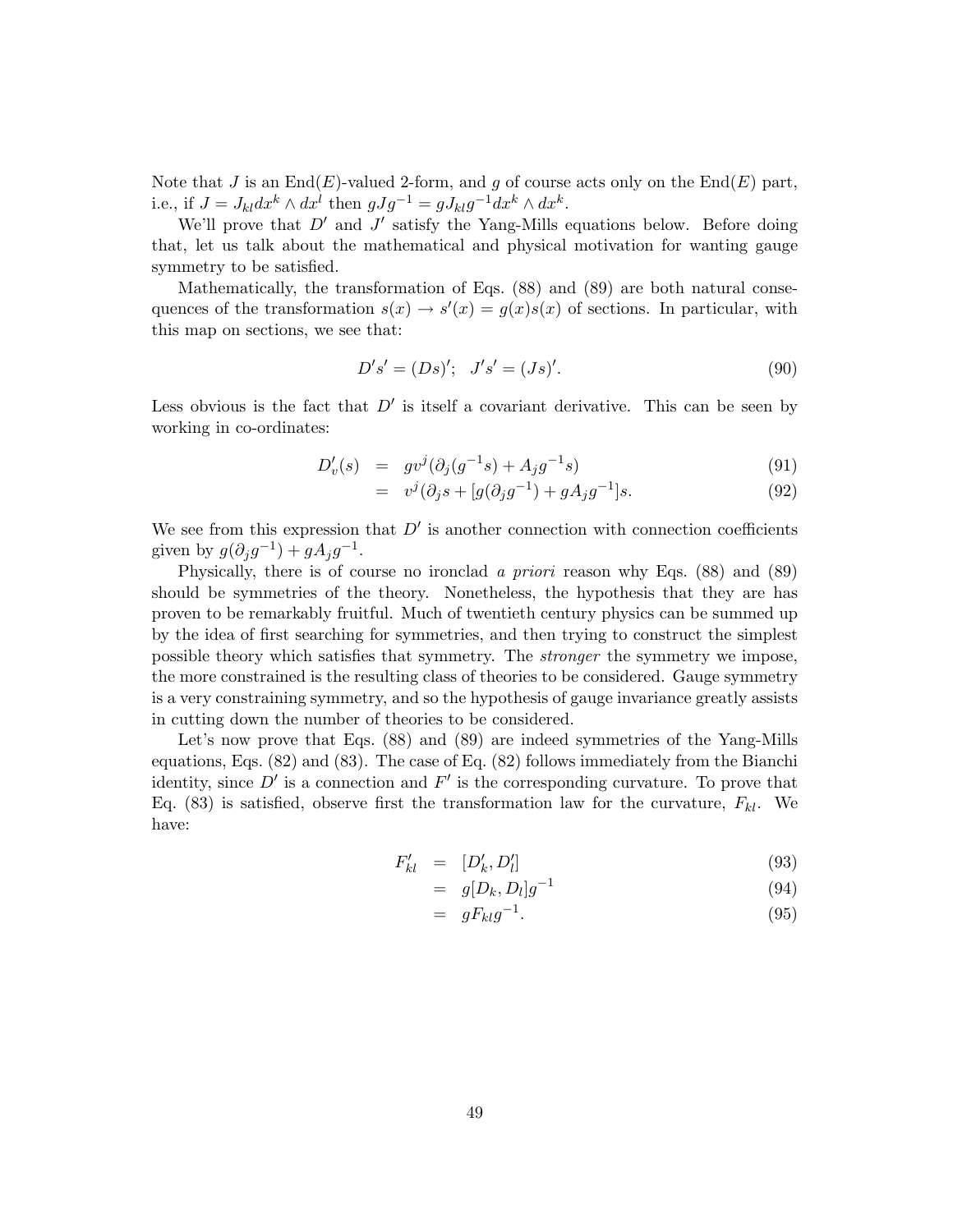Note that $J$ is an $\text{End}(E)$-valued 2-form, and $g$ of course acts only on the $\text{End}(E)$ part, i.e., if $J = J_{kl}dx^k \wedge dx^l$ then $gJg^{-1} = gJ_{kl}g^{-1}dx^k \wedge dx^k$.

We'll prove that $D'$ and $J'$ satisfy the Yang-Mills equations below. Before doing that, let us talk about the mathematical and physical motivation for wanting gauge symmetry to be satisfied.

Mathematically, the transformation of Eqs. (88) and (89) are both natural consequences of the transformation $s(x) \rightarrow s'(x) = g(x)s(x)$ of sections. In particular, with this map on sections, we see that:

$$D's' = (Ds)'; \quad J's' = (Js)'. \tag{90}$$

Less obvious is the fact that $D'$ is itself a covariant derivative. This can be seen by working in co-ordinates:

$$\begin{aligned} D'_v(s) &= gv^j(\partial_j(g^{-1}s) + A_j g^{-1}s) && (91) \\ &= v^j(\partial_j s + [g(\partial_j g^{-1}) + gA_j g^{-1}]s. && (92) \end{aligned}$$

We see from this expression that $D'$ is another connection with connection coefficients given by $g(\partial_j g^{-1}) + gA_j g^{-1}$.

Physically, there is of course no ironclad *a priori* reason why Eqs. (88) and (89) should be symmetries of the theory. Nonetheless, the hypothesis that they are has proven to be remarkably fruitful. Much of twentieth century physics can be summed up by the idea of first searching for symmetries, and then trying to construct the simplest possible theory which satisfies that symmetry. The *stronger* the symmetry we impose, the more constrained is the resulting class of theories to be considered. Gauge symmetry is a very constraining symmetry, and so the hypothesis of gauge invariance greatly assists in cutting down the number of theories to be considered.

Let's now prove that Eqs. (88) and (89) are indeed symmetries of the Yang-Mills equations, Eqs. (82) and (83). The case of Eq. (82) follows immediately from the Bianchi identity, since $D'$ is a connection and $F'$ is the corresponding curvature. To prove that Eq. (83) is satisfied, observe first the transformation law for the curvature, $F_{kl}$. We have:

$$\begin{aligned} F'_{kl} &= [D'_k, D'_l] && (93) \\ &= g[D_k, D_l]g^{-1} && (94) \\ &= gF_{kl}g^{-1}. && (95) \end{aligned}$$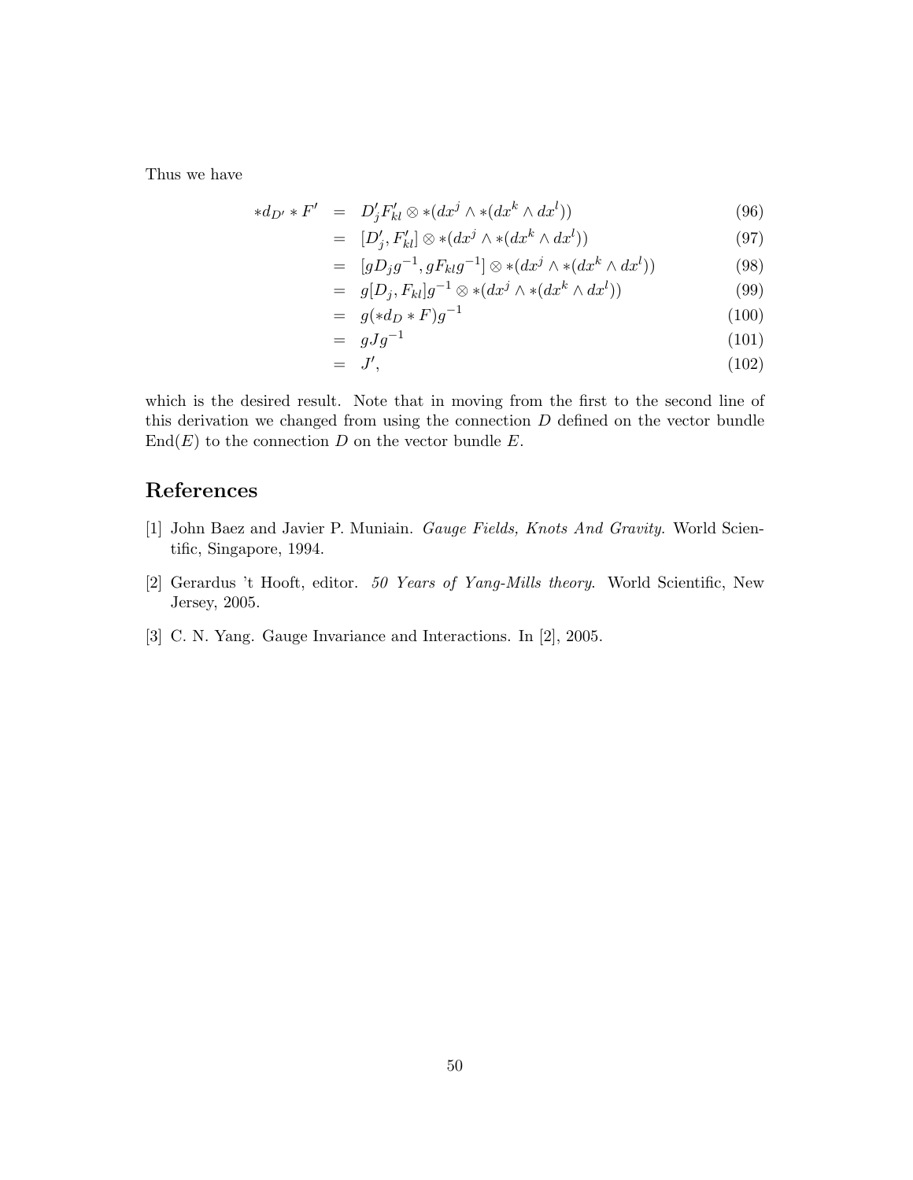Thus we have

$$
\begin{aligned}
*d_{D'} * F' &= D'_j F'_{kl} \otimes *(dx^j \wedge *(dx^k \wedge dx^l)) && (96)\\
&= [D'_j, F'_{kl}] \otimes *(dx^j \wedge *(dx^k \wedge dx^l)) && (97)\\
&= [gD_j g^{-1}, gF_{kl}g^{-1}] \otimes *(dx^j \wedge *(dx^k \wedge dx^l)) && (98)\\
&= g[D_j, F_{kl}]g^{-1} \otimes *(dx^j \wedge *(dx^k \wedge dx^l)) && (99)\\
&= g(*d_D * F)g^{-1} && (100)\\
&= gJg^{-1} && (101)\\
&= J', && (102)
\end{aligned}
$$

which is the desired result. Note that in moving from the first to the second line of this derivation we changed from using the connection $D$ defined on the vector bundle $\mathrm{End}(E)$ to the connection $D$ on the vector bundle $E$.

## References

[1] John Baez and Javier P. Muniain. *Gauge Fields, Knots And Gravity*. World Scientific, Singapore, 1994.

[2] Gerardus 't Hooft, editor. *50 Years of Yang-Mills theory*. World Scientific, New Jersey, 2005.

[3] C. N. Yang. Gauge Invariance and Interactions. In [2], 2005.